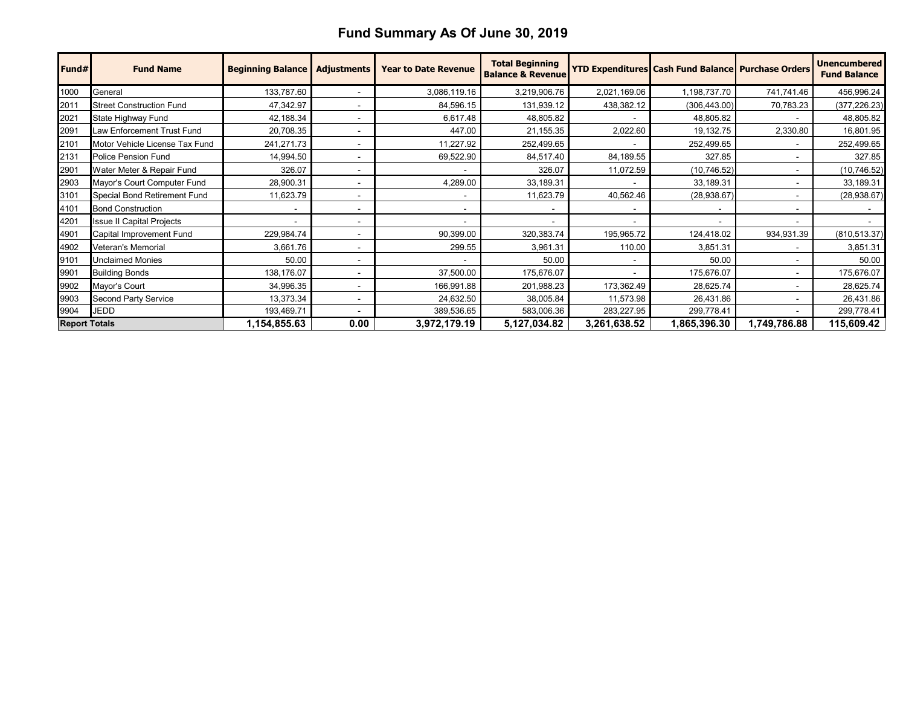# Fund Summary As Of June 30, 2019

| Fund# | Fund Name | Beginning Balance | Adjustments | Year to Date Revenue | Total Beginning Balance & Revenue | YTD Expenditures | Cash Fund Balance | Purchase Orders | Unencumbered Fund Balance |
|---|---|---|---|---|---|---|---|---|---|
| 1000 | General | 133,787.60 | - | 3,086,119.16 | 3,219,906.76 | 2,021,169.06 | 1,198,737.70 | 741,741.46 | 456,996.24 |
| 2011 | Street Construction Fund | 47,342.97 | - | 84,596.15 | 131,939.12 | 438,382.12 | (306,443.00) | 70,783.23 | (377,226.23) |
| 2021 | State Highway Fund | 42,188.34 | - | 6,617.48 | 48,805.82 | - | 48,805.82 | - | 48,805.82 |
| 2091 | Law Enforcement Trust Fund | 20,708.35 | - | 447.00 | 21,155.35 | 2,022.60 | 19,132.75 | 2,330.80 | 16,801.95 |
| 2101 | Motor Vehicle License Tax Fund | 241,271.73 | - | 11,227.92 | 252,499.65 | - | 252,499.65 | - | 252,499.65 |
| 2131 | Police Pension Fund | 14,994.50 | - | 69,522.90 | 84,517.40 | 84,189.55 | 327.85 | - | 327.85 |
| 2901 | Water Meter & Repair Fund | 326.07 | - | - | 326.07 | 11,072.59 | (10,746.52) | - | (10,746.52) |
| 2903 | Mayor's Court Computer Fund | 28,900.31 | - | 4,289.00 | 33,189.31 | - | 33,189.31 | - | 33,189.31 |
| 3101 | Special Bond Retirement Fund | 11,623.79 | - | - | 11,623.79 | 40,562.46 | (28,938.67) | - | (28,938.67) |
| 4101 | Bond Construction | - | - | - | - | - | - | - | - |
| 4201 | Issue II Capital Projects | - | - | - | - | - | - | - | - |
| 4901 | Capital Improvement Fund | 229,984.74 | - | 90,399.00 | 320,383.74 | 195,965.72 | 124,418.02 | 934,931.39 | (810,513.37) |
| 4902 | Veteran's Memorial | 3,661.76 | - | 299.55 | 3,961.31 | 110.00 | 3,851.31 | - | 3,851.31 |
| 9101 | Unclaimed Monies | 50.00 | - | - | 50.00 | - | 50.00 | - | 50.00 |
| 9901 | Building Bonds | 138,176.07 | - | 37,500.00 | 175,676.07 | - | 175,676.07 | - | 175,676.07 |
| 9902 | Mayor's Court | 34,996.35 | - | 166,991.88 | 201,988.23 | 173,362.49 | 28,625.74 | - | 28,625.74 |
| 9903 | Second Party Service | 13,373.34 | - | 24,632.50 | 38,005.84 | 11,573.98 | 26,431.86 | - | 26,431.86 |
| 9904 | JEDD | 193,469.71 | - | 389,536.65 | 583,006.36 | 283,227.95 | 299,778.41 | - | 299,778.41 |
| **Report Totals** | | **1,154,855.63** | **0.00** | **3,972,179.19** | **5,127,034.82** | **3,261,638.52** | **1,865,396.30** | **1,749,786.88** | **115,609.42** |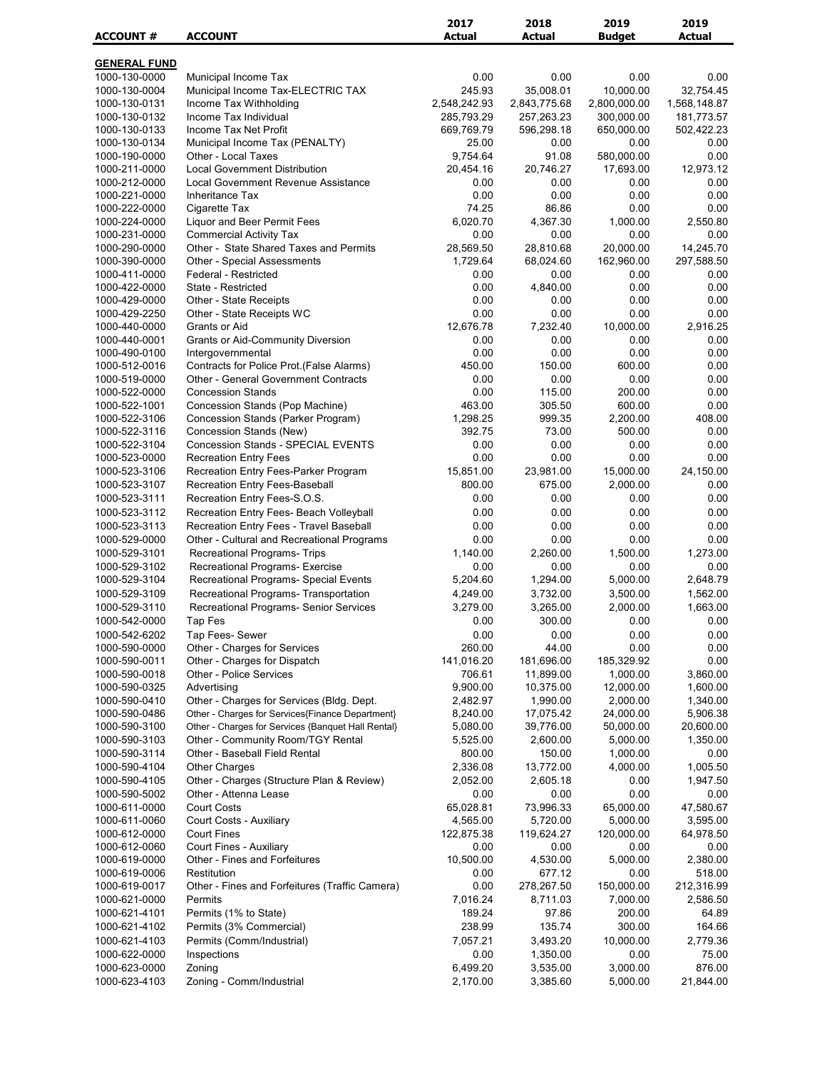| ACCOUNT # | ACCOUNT | 2017 Actual | 2018 Actual | 2019 Budget | 2019 Actual |
|---|---|---|---|---|---|
| **GENERAL FUND** | | | | | |
| 1000-130-0000 | Municipal Income Tax | 0.00 | 0.00 | 0.00 | 0.00 |
| 1000-130-0004 | Municipal Income Tax-ELECTRIC TAX | 245.93 | 35,008.01 | 10,000.00 | 32,754.45 |
| 1000-130-0131 | Income Tax Withholding | 2,548,242.93 | 2,843,775.68 | 2,800,000.00 | 1,568,148.87 |
| 1000-130-0132 | Income Tax Individual | 285,793.29 | 257,263.23 | 300,000.00 | 181,773.57 |
| 1000-130-0133 | Income Tax Net Profit | 669,769.79 | 596,298.18 | 650,000.00 | 502,422.23 |
| 1000-130-0134 | Municipal Income Tax (PENALTY) | 25.00 | 0.00 | 0.00 | 0.00 |
| 1000-190-0000 | Other - Local Taxes | 9,754.64 | 91.08 | 580,000.00 | 0.00 |
| 1000-211-0000 | Local Government Distribution | 20,454.16 | 20,746.27 | 17,693.00 | 12,973.12 |
| 1000-212-0000 | Local Government Revenue Assistance | 0.00 | 0.00 | 0.00 | 0.00 |
| 1000-221-0000 | Inheritance Tax | 0.00 | 0.00 | 0.00 | 0.00 |
| 1000-222-0000 | Cigarette Tax | 74.25 | 86.86 | 0.00 | 0.00 |
| 1000-224-0000 | Liquor and Beer Permit Fees | 6,020.70 | 4,367.30 | 1,000.00 | 2,550.80 |
| 1000-231-0000 | Commercial Activity Tax | 0.00 | 0.00 | 0.00 | 0.00 |
| 1000-290-0000 | Other - State Shared Taxes and Permits | 28,569.50 | 28,810.68 | 20,000.00 | 14,245.70 |
| 1000-390-0000 | Other - Special Assessments | 1,729.64 | 68,024.60 | 162,960.00 | 297,588.50 |
| 1000-411-0000 | Federal - Restricted | 0.00 | 0.00 | 0.00 | 0.00 |
| 1000-422-0000 | State - Restricted | 0.00 | 4,840.00 | 0.00 | 0.00 |
| 1000-429-0000 | Other - State Receipts | 0.00 | 0.00 | 0.00 | 0.00 |
| 1000-429-2250 | Other - State Receipts WC | 0.00 | 0.00 | 0.00 | 0.00 |
| 1000-440-0000 | Grants or Aid | 12,676.78 | 7,232.40 | 10,000.00 | 2,916.25 |
| 1000-440-0001 | Grants or Aid-Community Diversion | 0.00 | 0.00 | 0.00 | 0.00 |
| 1000-490-0100 | Intergovernmental | 0.00 | 0.00 | 0.00 | 0.00 |
| 1000-512-0016 | Contracts for Police Prot.(False Alarms) | 450.00 | 150.00 | 600.00 | 0.00 |
| 1000-519-0000 | Other - General Government Contracts | 0.00 | 0.00 | 0.00 | 0.00 |
| 1000-522-0000 | Concession Stands | 0.00 | 115.00 | 200.00 | 0.00 |
| 1000-522-1001 | Concession Stands (Pop Machine) | 463.00 | 305.50 | 600.00 | 0.00 |
| 1000-522-3106 | Concession Stands (Parker Program) | 1,298.25 | 999.35 | 2,200.00 | 408.00 |
| 1000-522-3116 | Concession Stands (New) | 392.75 | 73.00 | 500.00 | 0.00 |
| 1000-522-3104 | Concession Stands - SPECIAL EVENTS | 0.00 | 0.00 | 0.00 | 0.00 |
| 1000-523-0000 | Recreation Entry Fees | 0.00 | 0.00 | 0.00 | 0.00 |
| 1000-523-3106 | Recreation Entry Fees-Parker Program | 15,851.00 | 23,981.00 | 15,000.00 | 24,150.00 |
| 1000-523-3107 | Recreation Entry Fees-Baseball | 800.00 | 675.00 | 2,000.00 | 0.00 |
| 1000-523-3111 | Recreation Entry Fees-S.O.S. | 0.00 | 0.00 | 0.00 | 0.00 |
| 1000-523-3112 | Recreation Entry Fees- Beach Volleyball | 0.00 | 0.00 | 0.00 | 0.00 |
| 1000-523-3113 | Recreation Entry Fees - Travel Baseball | 0.00 | 0.00 | 0.00 | 0.00 |
| 1000-529-0000 | Other - Cultural and Recreational Programs | 0.00 | 0.00 | 0.00 | 0.00 |
| 1000-529-3101 | Recreational Programs- Trips | 1,140.00 | 2,260.00 | 1,500.00 | 1,273.00 |
| 1000-529-3102 | Recreational Programs- Exercise | 0.00 | 0.00 | 0.00 | 0.00 |
| 1000-529-3104 | Recreational Programs- Special Events | 5,204.60 | 1,294.00 | 5,000.00 | 2,648.79 |
| 1000-529-3109 | Recreational Programs- Transportation | 4,249.00 | 3,732.00 | 3,500.00 | 1,562.00 |
| 1000-529-3110 | Recreational Programs- Senior Services | 3,279.00 | 3,265.00 | 2,000.00 | 1,663.00 |
| 1000-542-0000 | Tap Fes | 0.00 | 300.00 | 0.00 | 0.00 |
| 1000-542-6202 | Tap Fees- Sewer | 0.00 | 0.00 | 0.00 | 0.00 |
| 1000-590-0000 | Other - Charges for Services | 260.00 | 44.00 | 0.00 | 0.00 |
| 1000-590-0011 | Other - Charges for Dispatch | 141,016.20 | 181,696.00 | 185,329.92 | 0.00 |
| 1000-590-0018 | Other - Police Services | 706.61 | 11,899.00 | 1,000.00 | 3,860.00 |
| 1000-590-0325 | Advertising | 9,900.00 | 10,375.00 | 12,000.00 | 1,600.00 |
| 1000-590-0410 | Other - Charges for Services (Bldg. Dept. | 2,482.97 | 1,990.00 | 2,000.00 | 1,340.00 |
| 1000-590-0486 | Other - Charges for Services{Finance Department} | 8,240.00 | 17,075.42 | 24,000.00 | 5,906.38 |
| 1000-590-3100 | Other - Charges for Services {Banquet Hall Rental} | 5,080.00 | 39,776.00 | 50,000.00 | 20,600.00 |
| 1000-590-3103 | Other - Community Room/TGY Rental | 5,525.00 | 2,600.00 | 5,000.00 | 1,350.00 |
| 1000-590-3114 | Other - Baseball Field Rental | 800.00 | 150.00 | 1,000.00 | 0.00 |
| 1000-590-4104 | Other Charges | 2,336.08 | 13,772.00 | 4,000.00 | 1,005.50 |
| 1000-590-4105 | Other - Charges (Structure Plan & Review) | 2,052.00 | 2,605.18 | 0.00 | 1,947.50 |
| 1000-590-5002 | Other - Attenna Lease | 0.00 | 0.00 | 0.00 | 0.00 |
| 1000-611-0000 | Court Costs | 65,028.81 | 73,996.33 | 65,000.00 | 47,580.67 |
| 1000-611-0060 | Court Costs - Auxiliary | 4,565.00 | 5,720.00 | 5,000.00 | 3,595.00 |
| 1000-612-0000 | Court Fines | 122,875.38 | 119,624.27 | 120,000.00 | 64,978.50 |
| 1000-612-0060 | Court Fines - Auxiliary | 0.00 | 0.00 | 0.00 | 0.00 |
| 1000-619-0000 | Other - Fines and Forfeitures | 10,500.00 | 4,530.00 | 5,000.00 | 2,380.00 |
| 1000-619-0006 | Restitution | 0.00 | 677.12 | 0.00 | 518.00 |
| 1000-619-0017 | Other - Fines and Forfeitures (Traffic Camera) | 0.00 | 278,267.50 | 150,000.00 | 212,316.99 |
| 1000-621-0000 | Permits | 7,016.24 | 8,711.03 | 7,000.00 | 2,586.50 |
| 1000-621-4101 | Permits (1% to State) | 189.24 | 97.86 | 200.00 | 64.89 |
| 1000-621-4102 | Permits (3% Commercial) | 238.99 | 135.74 | 300.00 | 164.66 |
| 1000-621-4103 | Permits (Comm/Industrial) | 7,057.21 | 3,493.20 | 10,000.00 | 2,779.36 |
| 1000-622-0000 | Inspections | 0.00 | 1,350.00 | 0.00 | 75.00 |
| 1000-623-0000 | Zoning | 6,499.20 | 3,535.00 | 3,000.00 | 876.00 |
| 1000-623-4103 | Zoning - Comm/Industrial | 2,170.00 | 3,385.60 | 5,000.00 | 21,844.00 |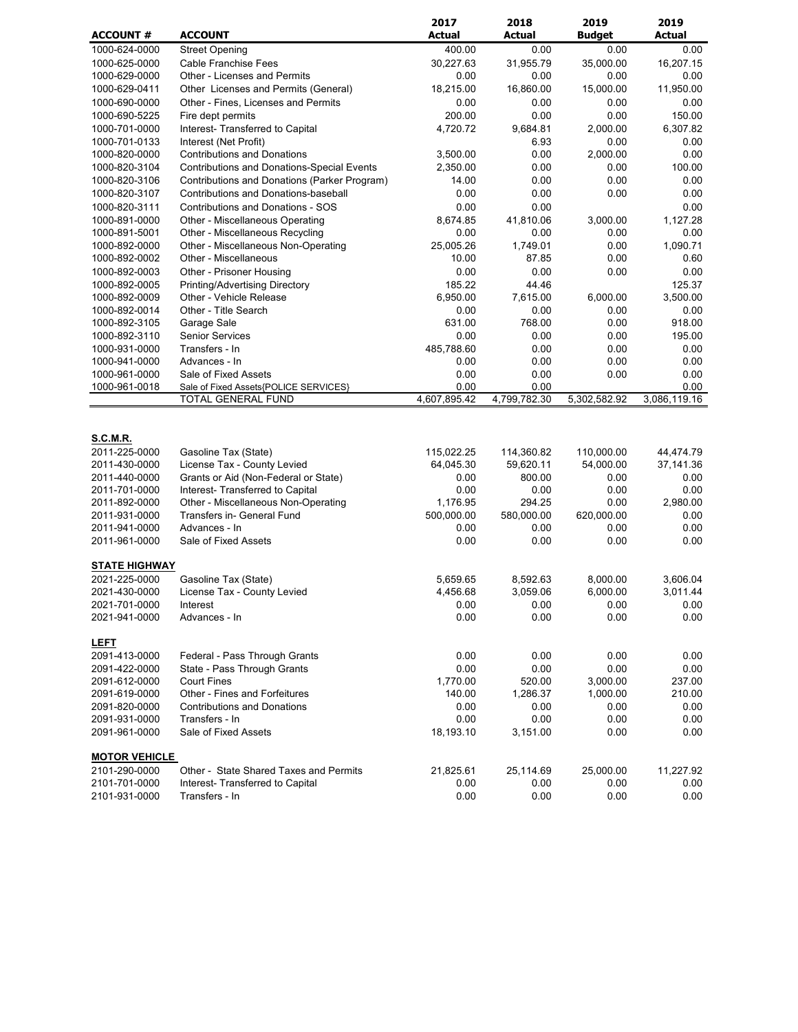| ACCOUNT # | ACCOUNT | 2017 Actual | 2018 Actual | 2019 Budget | 2019 Actual |
|---|---|---|---|---|---|
| 1000-624-0000 | Street Opening | 400.00 | 0.00 | 0.00 | 0.00 |
| 1000-625-0000 | Cable Franchise Fees | 30,227.63 | 31,955.79 | 35,000.00 | 16,207.15 |
| 1000-629-0000 | Other - Licenses and Permits | 0.00 | 0.00 | 0.00 | 0.00 |
| 1000-629-0411 | Other Licenses and Permits (General) | 18,215.00 | 16,860.00 | 15,000.00 | 11,950.00 |
| 1000-690-0000 | Other - Fines, Licenses and Permits | 0.00 | 0.00 | 0.00 | 0.00 |
| 1000-690-5225 | Fire dept permits | 200.00 | 0.00 | 0.00 | 150.00 |
| 1000-701-0000 | Interest- Transferred to Capital | 4,720.72 | 9,684.81 | 2,000.00 | 6,307.82 |
| 1000-701-0133 | Interest (Net Profit) | | 6.93 | 0.00 | 0.00 |
| 1000-820-0000 | Contributions and Donations | 3,500.00 | 0.00 | 2,000.00 | 0.00 |
| 1000-820-3104 | Contributions and Donations-Special Events | 2,350.00 | 0.00 | 0.00 | 100.00 |
| 1000-820-3106 | Contributions and Donations (Parker Program) | 14.00 | 0.00 | 0.00 | 0.00 |
| 1000-820-3107 | Contributions and Donations-baseball | 0.00 | 0.00 | 0.00 | 0.00 |
| 1000-820-3111 | Contributions and Donations - SOS | 0.00 | 0.00 | | 0.00 |
| 1000-891-0000 | Other - Miscellaneous Operating | 8,674.85 | 41,810.06 | 3,000.00 | 1,127.28 |
| 1000-891-5001 | Other - Miscellaneous Recycling | 0.00 | 0.00 | 0.00 | 0.00 |
| 1000-892-0000 | Other - Miscellaneous Non-Operating | 25,005.26 | 1,749.01 | 0.00 | 1,090.71 |
| 1000-892-0002 | Other - Miscellaneous | 10.00 | 87.85 | 0.00 | 0.60 |
| 1000-892-0003 | Other - Prisoner Housing | 0.00 | 0.00 | 0.00 | 0.00 |
| 1000-892-0005 | Printing/Advertising Directory | 185.22 | 44.46 | | 125.37 |
| 1000-892-0009 | Other - Vehicle Release | 6,950.00 | 7,615.00 | 6,000.00 | 3,500.00 |
| 1000-892-0014 | Other - Title Search | 0.00 | 0.00 | 0.00 | 0.00 |
| 1000-892-3105 | Garage Sale | 631.00 | 768.00 | 0.00 | 918.00 |
| 1000-892-3110 | Senior Services | 0.00 | 0.00 | 0.00 | 195.00 |
| 1000-931-0000 | Transfers - In | 485,788.60 | 0.00 | 0.00 | 0.00 |
| 1000-941-0000 | Advances - In | 0.00 | 0.00 | 0.00 | 0.00 |
| 1000-961-0000 | Sale of Fixed Assets | 0.00 | 0.00 | 0.00 | 0.00 |
| 1000-961-0018 | Sale of Fixed Assets{POLICE SERVICES} | 0.00 | 0.00 | | 0.00 |
| | TOTAL GENERAL FUND | 4,607,895.42 | 4,799,782.30 | 5,302,582.92 | 3,086,119.16 |
| **S.C.M.R.** | | | | | |
| 2011-225-0000 | Gasoline Tax (State) | 115,022.25 | 114,360.82 | 110,000.00 | 44,474.79 |
| 2011-430-0000 | License Tax - County Levied | 64,045.30 | 59,620.11 | 54,000.00 | 37,141.36 |
| 2011-440-0000 | Grants or Aid (Non-Federal or State) | 0.00 | 800.00 | 0.00 | 0.00 |
| 2011-701-0000 | Interest- Transferred to Capital | 0.00 | 0.00 | 0.00 | 0.00 |
| 2011-892-0000 | Other - Miscellaneous Non-Operating | 1,176.95 | 294.25 | 0.00 | 2,980.00 |
| 2011-931-0000 | Transfers in- General Fund | 500,000.00 | 580,000.00 | 620,000.00 | 0.00 |
| 2011-941-0000 | Advances - In | 0.00 | 0.00 | 0.00 | 0.00 |
| 2011-961-0000 | Sale of Fixed Assets | 0.00 | 0.00 | 0.00 | 0.00 |
| **STATE HIGHWAY** | | | | | |
| 2021-225-0000 | Gasoline Tax (State) | 5,659.65 | 8,592.63 | 8,000.00 | 3,606.04 |
| 2021-430-0000 | License Tax - County Levied | 4,456.68 | 3,059.06 | 6,000.00 | 3,011.44 |
| 2021-701-0000 | Interest | 0.00 | 0.00 | 0.00 | 0.00 |
| 2021-941-0000 | Advances - In | 0.00 | 0.00 | 0.00 | 0.00 |
| **LEFT** | | | | | |
| 2091-413-0000 | Federal - Pass Through Grants | 0.00 | 0.00 | 0.00 | 0.00 |
| 2091-422-0000 | State - Pass Through Grants | 0.00 | 0.00 | 0.00 | 0.00 |
| 2091-612-0000 | Court Fines | 1,770.00 | 520.00 | 3,000.00 | 237.00 |
| 2091-619-0000 | Other - Fines and Forfeitures | 140.00 | 1,286.37 | 1,000.00 | 210.00 |
| 2091-820-0000 | Contributions and Donations | 0.00 | 0.00 | 0.00 | 0.00 |
| 2091-931-0000 | Transfers - In | 0.00 | 0.00 | 0.00 | 0.00 |
| 2091-961-0000 | Sale of Fixed Assets | 18,193.10 | 3,151.00 | 0.00 | 0.00 |
| **MOTOR VEHICLE** | | | | | |
| 2101-290-0000 | Other - State Shared Taxes and Permits | 21,825.61 | 25,114.69 | 25,000.00 | 11,227.92 |
| 2101-701-0000 | Interest- Transferred to Capital | 0.00 | 0.00 | 0.00 | 0.00 |
| 2101-931-0000 | Transfers - In | 0.00 | 0.00 | 0.00 | 0.00 |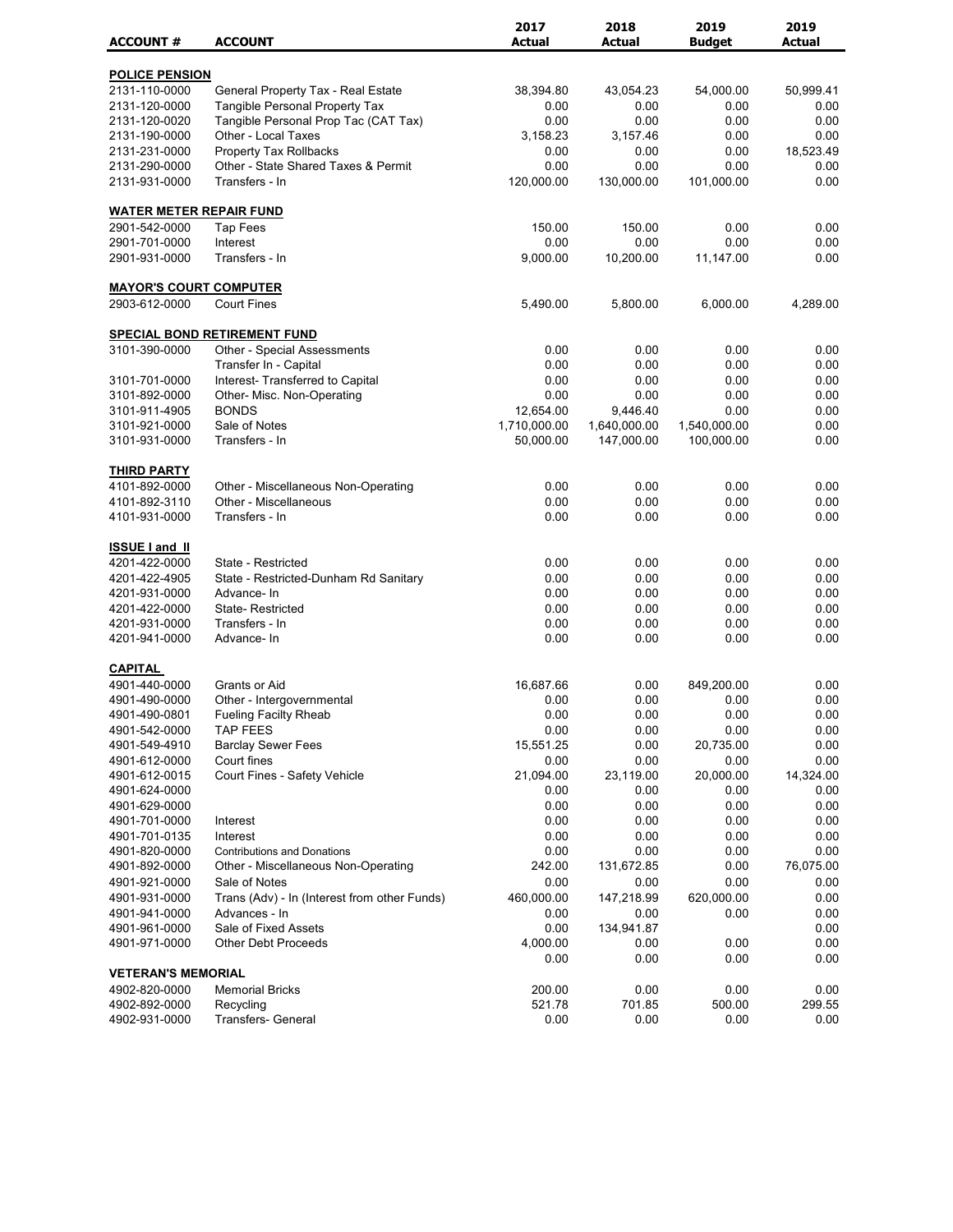| ACCOUNT # | ACCOUNT | 2017 Actual | 2018 Actual | 2019 Budget | 2019 Actual |
|---|---|---|---|---|---|
| **POLICE PENSION** | | | | | |
| 2131-110-0000 | General Property Tax - Real Estate | 38,394.80 | 43,054.23 | 54,000.00 | 50,999.41 |
| 2131-120-0000 | Tangible Personal Property Tax | 0.00 | 0.00 | 0.00 | 0.00 |
| 2131-120-0020 | Tangible Personal Prop Tac (CAT Tax) | 0.00 | 0.00 | 0.00 | 0.00 |
| 2131-190-0000 | Other - Local Taxes | 3,158.23 | 3,157.46 | 0.00 | 0.00 |
| 2131-231-0000 | Property Tax Rollbacks | 0.00 | 0.00 | 0.00 | 18,523.49 |
| 2131-290-0000 | Other - State Shared Taxes & Permit | 0.00 | 0.00 | 0.00 | 0.00 |
| 2131-931-0000 | Transfers - In | 120,000.00 | 130,000.00 | 101,000.00 | 0.00 |
| **WATER METER REPAIR FUND** | | | | | |
| 2901-542-0000 | Tap Fees | 150.00 | 150.00 | 0.00 | 0.00 |
| 2901-701-0000 | Interest | 0.00 | 0.00 | 0.00 | 0.00 |
| 2901-931-0000 | Transfers - In | 9,000.00 | 10,200.00 | 11,147.00 | 0.00 |
| **MAYOR'S COURT COMPUTER** | | | | | |
| 2903-612-0000 | Court Fines | 5,490.00 | 5,800.00 | 6,000.00 | 4,289.00 |
| **SPECIAL BOND RETIREMENT FUND** | | | | | |
| 3101-390-0000 | Other - Special Assessments | 0.00 | 0.00 | 0.00 | 0.00 |
| | Transfer In - Capital | 0.00 | 0.00 | 0.00 | 0.00 |
| 3101-701-0000 | Interest- Transferred to Capital | 0.00 | 0.00 | 0.00 | 0.00 |
| 3101-892-0000 | Other- Misc. Non-Operating | 0.00 | 0.00 | 0.00 | 0.00 |
| 3101-911-4905 | BONDS | 12,654.00 | 9,446.40 | 0.00 | 0.00 |
| 3101-921-0000 | Sale of Notes | 1,710,000.00 | 1,640,000.00 | 1,540,000.00 | 0.00 |
| 3101-931-0000 | Transfers - In | 50,000.00 | 147,000.00 | 100,000.00 | 0.00 |
| **THIRD PARTY** | | | | | |
| 4101-892-0000 | Other - Miscellaneous Non-Operating | 0.00 | 0.00 | 0.00 | 0.00 |
| 4101-892-3110 | Other - Miscellaneous | 0.00 | 0.00 | 0.00 | 0.00 |
| 4101-931-0000 | Transfers - In | 0.00 | 0.00 | 0.00 | 0.00 |
| **ISSUE I and II** | | | | | |
| 4201-422-0000 | State - Restricted | 0.00 | 0.00 | 0.00 | 0.00 |
| 4201-422-4905 | State - Restricted-Dunham Rd Sanitary | 0.00 | 0.00 | 0.00 | 0.00 |
| 4201-931-0000 | Advance- In | 0.00 | 0.00 | 0.00 | 0.00 |
| 4201-422-0000 | State- Restricted | 0.00 | 0.00 | 0.00 | 0.00 |
| 4201-931-0000 | Transfers - In | 0.00 | 0.00 | 0.00 | 0.00 |
| 4201-941-0000 | Advance- In | 0.00 | 0.00 | 0.00 | 0.00 |
| **CAPITAL** | | | | | |
| 4901-440-0000 | Grants or Aid | 16,687.66 | 0.00 | 849,200.00 | 0.00 |
| 4901-490-0000 | Other - Intergovernmental | 0.00 | 0.00 | 0.00 | 0.00 |
| 4901-490-0801 | Fueling Facilty Rheab | 0.00 | 0.00 | 0.00 | 0.00 |
| 4901-542-0000 | TAP FEES | 0.00 | 0.00 | 0.00 | 0.00 |
| 4901-549-4910 | Barclay Sewer Fees | 15,551.25 | 0.00 | 20,735.00 | 0.00 |
| 4901-612-0000 | Court fines | 0.00 | 0.00 | 0.00 | 0.00 |
| 4901-612-0015 | Court Fines - Safety Vehicle | 21,094.00 | 23,119.00 | 20,000.00 | 14,324.00 |
| 4901-624-0000 | | 0.00 | 0.00 | 0.00 | 0.00 |
| 4901-629-0000 | | 0.00 | 0.00 | 0.00 | 0.00 |
| 4901-701-0000 | Interest | 0.00 | 0.00 | 0.00 | 0.00 |
| 4901-701-0135 | Interest | 0.00 | 0.00 | 0.00 | 0.00 |
| 4901-820-0000 | Contributions and Donations | 0.00 | 0.00 | 0.00 | 0.00 |
| 4901-892-0000 | Other - Miscellaneous Non-Operating | 242.00 | 131,672.85 | 0.00 | 76,075.00 |
| 4901-921-0000 | Sale of Notes | 0.00 | 0.00 | 0.00 | 0.00 |
| 4901-931-0000 | Trans (Adv) - In (Interest from other Funds) | 460,000.00 | 147,218.99 | 620,000.00 | 0.00 |
| 4901-941-0000 | Advances - In | 0.00 | 0.00 | 0.00 | 0.00 |
| 4901-961-0000 | Sale of Fixed Assets | 0.00 | 134,941.87 | | 0.00 |
| 4901-971-0000 | Other Debt Proceeds | 4,000.00 | 0.00 | 0.00 | 0.00 |
| | | 0.00 | 0.00 | 0.00 | 0.00 |
| **VETERAN'S MEMORIAL** | | | | | |
| 4902-820-0000 | Memorial Bricks | 200.00 | 0.00 | 0.00 | 0.00 |
| 4902-892-0000 | Recycling | 521.78 | 701.85 | 500.00 | 299.55 |
| 4902-931-0000 | Transfers- General | 0.00 | 0.00 | 0.00 | 0.00 |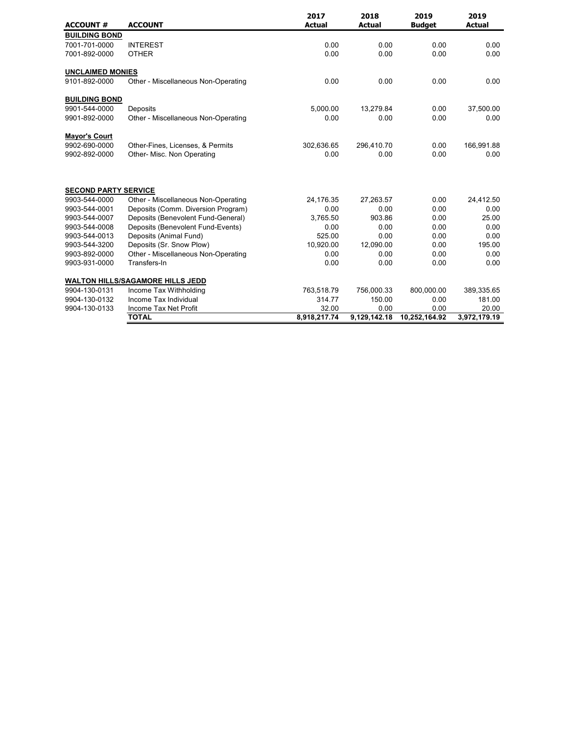| ACCOUNT # | ACCOUNT | 2017 Actual | 2018 Actual | 2019 Budget | 2019 Actual |
|---|---|---|---|---|---|
| **BUILDING BOND** | | | | | |
| 7001-701-0000 | INTEREST | 0.00 | 0.00 | 0.00 | 0.00 |
| 7001-892-0000 | OTHER | 0.00 | 0.00 | 0.00 | 0.00 |
| **UNCLAIMED MONIES** | | | | | |
| 9101-892-0000 | Other - Miscellaneous Non-Operating | 0.00 | 0.00 | 0.00 | 0.00 |
| **BUILDING BOND** | | | | | |
| 9901-544-0000 | Deposits | 5,000.00 | 13,279.84 | 0.00 | 37,500.00 |
| 9901-892-0000 | Other - Miscellaneous Non-Operating | 0.00 | 0.00 | 0.00 | 0.00 |
| **Mayor's Court** | | | | | |
| 9902-690-0000 | Other-Fines, Licenses, & Permits | 302,636.65 | 296,410.70 | 0.00 | 166,991.88 |
| 9902-892-0000 | Other- Misc. Non Operating | 0.00 | 0.00 | 0.00 | 0.00 |
| **SECOND PARTY SERVICE** | | | | | |
| 9903-544-0000 | Other - Miscellaneous Non-Operating | 24,176.35 | 27,263.57 | 0.00 | 24,412.50 |
| 9903-544-0001 | Deposits (Comm. Diversion Program) | 0.00 | 0.00 | 0.00 | 0.00 |
| 9903-544-0007 | Deposits (Benevolent Fund-General) | 3,765.50 | 903.86 | 0.00 | 25.00 |
| 9903-544-0008 | Deposits (Benevolent Fund-Events) | 0.00 | 0.00 | 0.00 | 0.00 |
| 9903-544-0013 | Deposits (Animal Fund) | 525.00 | 0.00 | 0.00 | 0.00 |
| 9903-544-3200 | Deposits (Sr. Snow Plow) | 10,920.00 | 12,090.00 | 0.00 | 195.00 |
| 9903-892-0000 | Other - Miscellaneous Non-Operating | 0.00 | 0.00 | 0.00 | 0.00 |
| 9903-931-0000 | Transfers-In | 0.00 | 0.00 | 0.00 | 0.00 |
| **WALTON HILLS/SAGAMORE HILLS JEDD** | | | | | |
| 9904-130-0131 | Income Tax Withholding | 763,518.79 | 756,000.33 | 800,000.00 | 389,335.65 |
| 9904-130-0132 | Income Tax Individual | 314.77 | 150.00 | 0.00 | 181.00 |
| 9904-130-0133 | Income Tax Net Profit | 32.00 | 0.00 | 0.00 | 20.00 |
| | **TOTAL** | **8,918,217.74** | **9,129,142.18** | **10,252,164.92** | **3,972,179.19** |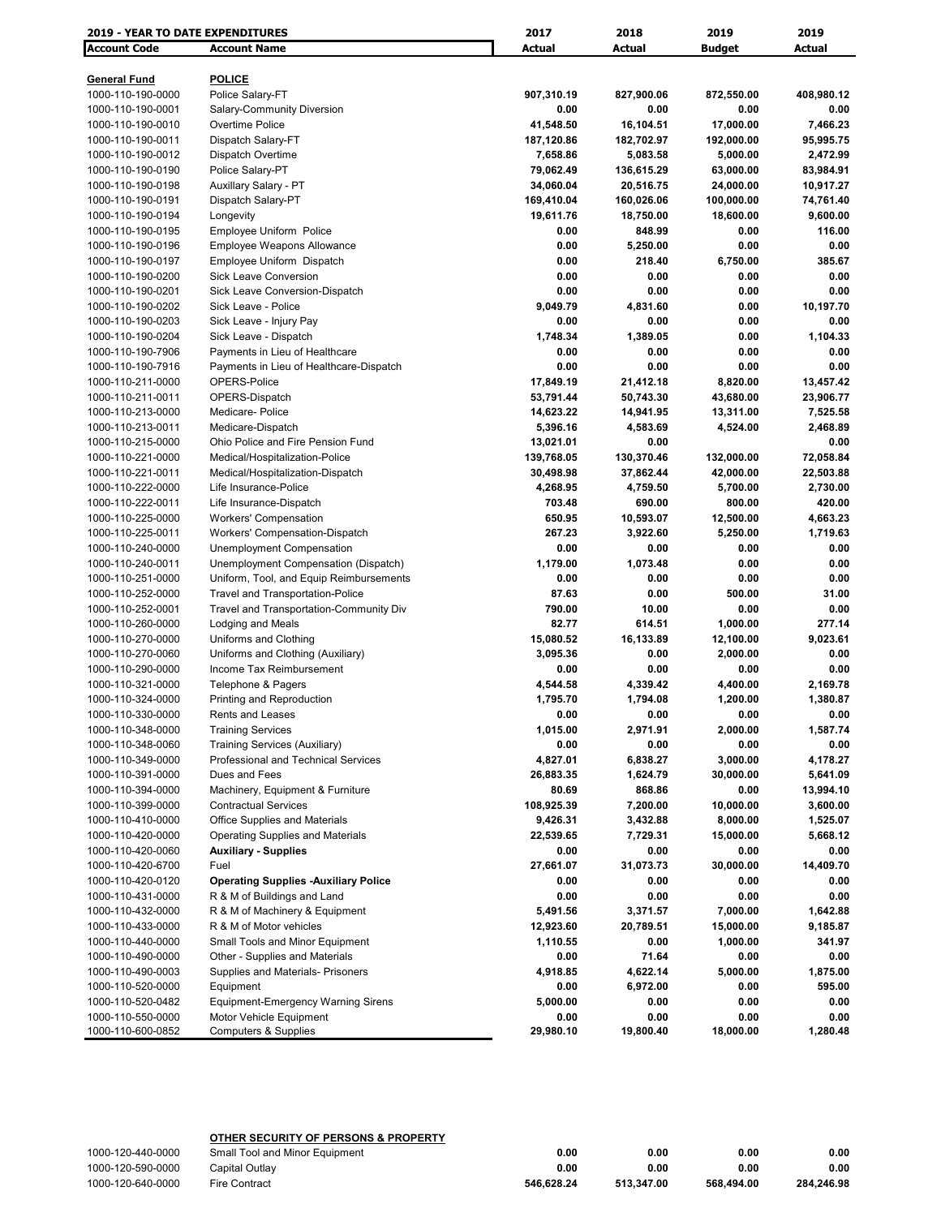| 2019 - YEAR TO DATE EXPENDITURES | | 2017 | 2018 | 2019 | 2019 |
|---|---|---|---|---|---|
| **Account Code** | **Account Name** | **Actual** | **Actual** | **Budget** | **Actual** |
| **General Fund** | **POLICE** | | | | |
| 1000-110-190-0000 | Police Salary-FT | 907,310.19 | 827,900.06 | 872,550.00 | 408,980.12 |
| 1000-110-190-0001 | Salary-Community Diversion | 0.00 | 0.00 | 0.00 | 0.00 |
| 1000-110-190-0010 | Overtime Police | 41,548.50 | 16,104.51 | 17,000.00 | 7,466.23 |
| 1000-110-190-0011 | Dispatch Salary-FT | 187,120.86 | 182,702.97 | 192,000.00 | 95,995.75 |
| 1000-110-190-0012 | Dispatch Overtime | 7,658.86 | 5,083.58 | 5,000.00 | 2,472.99 |
| 1000-110-190-0190 | Police Salary-PT | 79,062.49 | 136,615.29 | 63,000.00 | 83,984.91 |
| 1000-110-190-0198 | Auxillary Salary - PT | 34,060.04 | 20,516.75 | 24,000.00 | 10,917.27 |
| 1000-110-190-0191 | Dispatch Salary-PT | 169,410.04 | 160,026.06 | 100,000.00 | 74,761.40 |
| 1000-110-190-0194 | Longevity | 19,611.76 | 18,750.00 | 18,600.00 | 9,600.00 |
| 1000-110-190-0195 | Employee Uniform Police | 0.00 | 848.99 | 0.00 | 116.00 |
| 1000-110-190-0196 | Employee Weapons Allowance | 0.00 | 5,250.00 | 0.00 | 0.00 |
| 1000-110-190-0197 | Employee Uniform Dispatch | 0.00 | 218.40 | 6,750.00 | 385.67 |
| 1000-110-190-0200 | Sick Leave Conversion | 0.00 | 0.00 | 0.00 | 0.00 |
| 1000-110-190-0201 | Sick Leave Conversion-Dispatch | 0.00 | 0.00 | 0.00 | 0.00 |
| 1000-110-190-0202 | Sick Leave - Police | 9,049.79 | 4,831.60 | 0.00 | 10,197.70 |
| 1000-110-190-0203 | Sick Leave - Injury Pay | 0.00 | 0.00 | 0.00 | 0.00 |
| 1000-110-190-0204 | Sick Leave - Dispatch | 1,748.34 | 1,389.05 | 0.00 | 1,104.33 |
| 1000-110-190-7906 | Payments in Lieu of Healthcare | 0.00 | 0.00 | 0.00 | 0.00 |
| 1000-110-190-7916 | Payments in Lieu of Healthcare-Dispatch | 0.00 | 0.00 | 0.00 | 0.00 |
| 1000-110-211-0000 | OPERS-Police | 17,849.19 | 21,412.18 | 8,820.00 | 13,457.42 |
| 1000-110-211-0011 | OPERS-Dispatch | 53,791.44 | 50,743.30 | 43,680.00 | 23,906.77 |
| 1000-110-213-0000 | Medicare- Police | 14,623.22 | 14,941.95 | 13,311.00 | 7,525.58 |
| 1000-110-213-0011 | Medicare-Dispatch | 5,396.16 | 4,583.69 | 4,524.00 | 2,468.89 |
| 1000-110-215-0000 | Ohio Police and Fire Pension Fund | 13,021.01 | 0.00 | | 0.00 |
| 1000-110-221-0000 | Medical/Hospitalization-Police | 139,768.05 | 130,370.46 | 132,000.00 | 72,058.84 |
| 1000-110-221-0011 | Medical/Hospitalization-Dispatch | 30,498.98 | 37,862.44 | 42,000.00 | 22,503.88 |
| 1000-110-222-0000 | Life Insurance-Police | 4,268.95 | 4,759.50 | 5,700.00 | 2,730.00 |
| 1000-110-222-0011 | Life Insurance-Dispatch | 703.48 | 690.00 | 800.00 | 420.00 |
| 1000-110-225-0000 | Workers' Compensation | 650.95 | 10,593.07 | 12,500.00 | 4,663.23 |
| 1000-110-225-0011 | Workers' Compensation-Dispatch | 267.23 | 3,922.60 | 5,250.00 | 1,719.63 |
| 1000-110-240-0000 | Unemployment Compensation | 0.00 | 0.00 | 0.00 | 0.00 |
| 1000-110-240-0011 | Unemployment Compensation (Dispatch) | 1,179.00 | 1,073.48 | 0.00 | 0.00 |
| 1000-110-251-0000 | Uniform, Tool, and Equip Reimbursements | 0.00 | 0.00 | 0.00 | 0.00 |
| 1000-110-252-0000 | Travel and Transportation-Police | 87.63 | 0.00 | 500.00 | 31.00 |
| 1000-110-252-0001 | Travel and Transportation-Community Div | 790.00 | 10.00 | 0.00 | 0.00 |
| 1000-110-260-0000 | Lodging and Meals | 82.77 | 614.51 | 1,000.00 | 277.14 |
| 1000-110-270-0000 | Uniforms and Clothing | 15,080.52 | 16,133.89 | 12,100.00 | 9,023.61 |
| 1000-110-270-0060 | Uniforms and Clothing (Auxiliary) | 3,095.36 | 0.00 | 2,000.00 | 0.00 |
| 1000-110-290-0000 | Income Tax Reimbursement | 0.00 | 0.00 | 0.00 | 0.00 |
| 1000-110-321-0000 | Telephone & Pagers | 4,544.58 | 4,339.42 | 4,400.00 | 2,169.78 |
| 1000-110-324-0000 | Printing and Reproduction | 1,795.70 | 1,794.08 | 1,200.00 | 1,380.87 |
| 1000-110-330-0000 | Rents and Leases | 0.00 | 0.00 | 0.00 | 0.00 |
| 1000-110-348-0000 | Training Services | 1,015.00 | 2,971.91 | 2,000.00 | 1,587.74 |
| 1000-110-348-0060 | Training Services (Auxiliary) | 0.00 | 0.00 | 0.00 | 0.00 |
| 1000-110-349-0000 | Professional and Technical Services | 4,827.01 | 6,838.27 | 3,000.00 | 4,178.27 |
| 1000-110-391-0000 | Dues and Fees | 26,883.35 | 1,624.79 | 30,000.00 | 5,641.09 |
| 1000-110-394-0000 | Machinery, Equipment & Furniture | 80.69 | 868.86 | 0.00 | 13,994.10 |
| 1000-110-399-0000 | Contractual Services | 108,925.39 | 7,200.00 | 10,000.00 | 3,600.00 |
| 1000-110-410-0000 | Office Supplies and Materials | 9,426.31 | 3,432.88 | 8,000.00 | 1,525.07 |
| 1000-110-420-0000 | Operating Supplies and Materials | 22,539.65 | 7,729.31 | 15,000.00 | 5,668.12 |
| 1000-110-420-0060 | **Auxiliary - Supplies** | 0.00 | 0.00 | 0.00 | 0.00 |
| 1000-110-420-6700 | Fuel | 27,661.07 | 31,073.73 | 30,000.00 | 14,409.70 |
| 1000-110-420-0120 | **Operating Supplies -Auxiliary Police** | 0.00 | 0.00 | 0.00 | 0.00 |
| 1000-110-431-0000 | R & M of Buildings and Land | 0.00 | 0.00 | 0.00 | 0.00 |
| 1000-110-432-0000 | R & M of Machinery & Equipment | 5,491.56 | 3,371.57 | 7,000.00 | 1,642.88 |
| 1000-110-433-0000 | R & M of Motor vehicles | 12,923.60 | 20,789.51 | 15,000.00 | 9,185.87 |
| 1000-110-440-0000 | Small Tools and Minor Equipment | 1,110.55 | 0.00 | 1,000.00 | 341.97 |
| 1000-110-490-0000 | Other - Supplies and Materials | 0.00 | 71.64 | 0.00 | 0.00 |
| 1000-110-490-0003 | Supplies and Materials- Prisoners | 4,918.85 | 4,622.14 | 5,000.00 | 1,875.00 |
| 1000-110-520-0000 | Equipment | 0.00 | 6,972.00 | 0.00 | 595.00 |
| 1000-110-520-0482 | Equipment-Emergency Warning Sirens | 5,000.00 | 0.00 | 0.00 | 0.00 |
| 1000-110-550-0000 | Motor Vehicle Equipment | 0.00 | 0.00 | 0.00 | 0.00 |
| 1000-110-600-0852 | Computers & Supplies | 29,980.10 | 19,800.40 | 18,000.00 | 1,280.48 |

| | **OTHER SECURITY OF PERSONS & PROPERTY** | | | | |
|---|---|---|---|---|---|
| 1000-120-440-0000 | Small Tool and Minor Equipment | 0.00 | 0.00 | 0.00 | 0.00 |
| 1000-120-590-0000 | Capital Outlay | 0.00 | 0.00 | 0.00 | 0.00 |
| 1000-120-640-0000 | Fire Contract | 546,628.24 | 513,347.00 | 568,494.00 | 284,246.98 |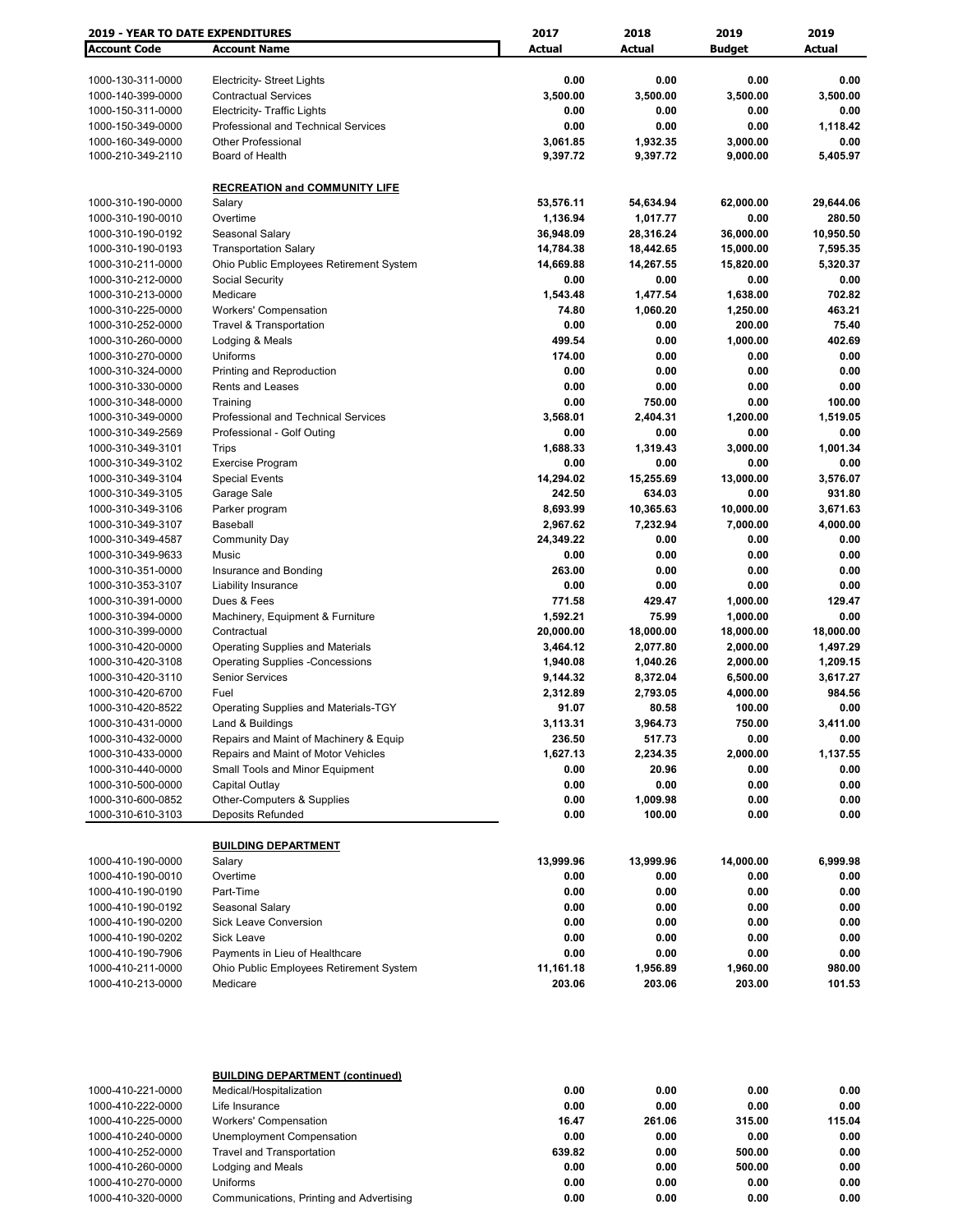| 2019 - YEAR TO DATE EXPENDITURES | | 2017 | 2018 | 2019 | 2019 |
|---|---|---|---|---|---|
| **Account Code** | **Account Name** | **Actual** | **Actual** | **Budget** | **Actual** |
| 1000-130-311-0000 | Electricity- Street Lights | 0.00 | 0.00 | 0.00 | 0.00 |
| 1000-140-399-0000 | Contractual Services | 3,500.00 | 3,500.00 | 3,500.00 | 3,500.00 |
| 1000-150-311-0000 | Electricity- Traffic Lights | 0.00 | 0.00 | 0.00 | 0.00 |
| 1000-150-349-0000 | Professional and Technical Services | 0.00 | 0.00 | 0.00 | 1,118.42 |
| 1000-160-349-0000 | Other Professional | 3,061.85 | 1,932.35 | 3,000.00 | 0.00 |
| 1000-210-349-2110 | Board of Health | 9,397.72 | 9,397.72 | 9,000.00 | 5,405.97 |
| | **RECREATION and COMMUNITY LIFE** | | | | |
| 1000-310-190-0000 | Salary | 53,576.11 | 54,634.94 | 62,000.00 | 29,644.06 |
| 1000-310-190-0010 | Overtime | 1,136.94 | 1,017.77 | 0.00 | 280.50 |
| 1000-310-190-0192 | Seasonal Salary | 36,948.09 | 28,316.24 | 36,000.00 | 10,950.50 |
| 1000-310-190-0193 | Transportation Salary | 14,784.38 | 18,442.65 | 15,000.00 | 7,595.35 |
| 1000-310-211-0000 | Ohio Public Employees Retirement System | 14,669.88 | 14,267.55 | 15,820.00 | 5,320.37 |
| 1000-310-212-0000 | Social Security | 0.00 | 0.00 | 0.00 | 0.00 |
| 1000-310-213-0000 | Medicare | 1,543.48 | 1,477.54 | 1,638.00 | 702.82 |
| 1000-310-225-0000 | Workers' Compensation | 74.80 | 1,060.20 | 1,250.00 | 463.21 |
| 1000-310-252-0000 | Travel & Transportation | 0.00 | 0.00 | 200.00 | 75.40 |
| 1000-310-260-0000 | Lodging & Meals | 499.54 | 0.00 | 1,000.00 | 402.69 |
| 1000-310-270-0000 | Uniforms | 174.00 | 0.00 | 0.00 | 0.00 |
| 1000-310-324-0000 | Printing and Reproduction | 0.00 | 0.00 | 0.00 | 0.00 |
| 1000-310-330-0000 | Rents and Leases | 0.00 | 0.00 | 0.00 | 0.00 |
| 1000-310-348-0000 | Training | 0.00 | 750.00 | 0.00 | 100.00 |
| 1000-310-349-0000 | Professional and Technical Services | 3,568.01 | 2,404.31 | 1,200.00 | 1,519.05 |
| 1000-310-349-2569 | Professional - Golf Outing | 0.00 | 0.00 | 0.00 | 0.00 |
| 1000-310-349-3101 | Trips | 1,688.33 | 1,319.43 | 3,000.00 | 1,001.34 |
| 1000-310-349-3102 | Exercise Program | 0.00 | 0.00 | 0.00 | 0.00 |
| 1000-310-349-3104 | Special Events | 14,294.02 | 15,255.69 | 13,000.00 | 3,576.07 |
| 1000-310-349-3105 | Garage Sale | 242.50 | 634.03 | 0.00 | 931.80 |
| 1000-310-349-3106 | Parker program | 8,693.99 | 10,365.63 | 10,000.00 | 3,671.63 |
| 1000-310-349-3107 | Baseball | 2,967.62 | 7,232.94 | 7,000.00 | 4,000.00 |
| 1000-310-349-4587 | Community Day | 24,349.22 | 0.00 | 0.00 | 0.00 |
| 1000-310-349-9633 | Music | 0.00 | 0.00 | 0.00 | 0.00 |
| 1000-310-351-0000 | Insurance and Bonding | 263.00 | 0.00 | 0.00 | 0.00 |
| 1000-310-353-3107 | Liability Insurance | 0.00 | 0.00 | 0.00 | 0.00 |
| 1000-310-391-0000 | Dues & Fees | 771.58 | 429.47 | 1,000.00 | 129.47 |
| 1000-310-394-0000 | Machinery, Equipment & Furniture | 1,592.21 | 75.99 | 1,000.00 | 0.00 |
| 1000-310-399-0000 | Contractual | 20,000.00 | 18,000.00 | 18,000.00 | 18,000.00 |
| 1000-310-420-0000 | Operating Supplies and Materials | 3,464.12 | 2,077.80 | 2,000.00 | 1,497.29 |
| 1000-310-420-3108 | Operating Supplies -Concessions | 1,940.08 | 1,040.26 | 2,000.00 | 1,209.15 |
| 1000-310-420-3110 | Senior Services | 9,144.32 | 8,372.04 | 6,500.00 | 3,617.27 |
| 1000-310-420-6700 | Fuel | 2,312.89 | 2,793.05 | 4,000.00 | 984.56 |
| 1000-310-420-8522 | Operating Supplies and Materials-TGY | 91.07 | 80.58 | 100.00 | 0.00 |
| 1000-310-431-0000 | Land & Buildings | 3,113.31 | 3,964.73 | 750.00 | 3,411.00 |
| 1000-310-432-0000 | Repairs and Maint of Machinery & Equip | 236.50 | 517.73 | 0.00 | 0.00 |
| 1000-310-433-0000 | Repairs and Maint of Motor Vehicles | 1,627.13 | 2,234.35 | 2,000.00 | 1,137.55 |
| 1000-310-440-0000 | Small Tools and Minor Equipment | 0.00 | 20.96 | 0.00 | 0.00 |
| 1000-310-500-0000 | Capital Outlay | 0.00 | 0.00 | 0.00 | 0.00 |
| 1000-310-600-0852 | Other-Computers & Supplies | 0.00 | 1,009.98 | 0.00 | 0.00 |
| 1000-310-610-3103 | Deposits Refunded | 0.00 | 100.00 | 0.00 | 0.00 |
| | **BUILDING DEPARTMENT** | | | | |
| 1000-410-190-0000 | Salary | 13,999.96 | 13,999.96 | 14,000.00 | 6,999.98 |
| 1000-410-190-0010 | Overtime | 0.00 | 0.00 | 0.00 | 0.00 |
| 1000-410-190-0190 | Part-Time | 0.00 | 0.00 | 0.00 | 0.00 |
| 1000-410-190-0192 | Seasonal Salary | 0.00 | 0.00 | 0.00 | 0.00 |
| 1000-410-190-0200 | Sick Leave Conversion | 0.00 | 0.00 | 0.00 | 0.00 |
| 1000-410-190-0202 | Sick Leave | 0.00 | 0.00 | 0.00 | 0.00 |
| 1000-410-190-7906 | Payments in Lieu of Healthcare | 0.00 | 0.00 | 0.00 | 0.00 |
| 1000-410-211-0000 | Ohio Public Employees Retirement System | 11,161.18 | 1,956.89 | 1,960.00 | 980.00 |
| 1000-410-213-0000 | Medicare | 203.06 | 203.06 | 203.00 | 101.53 |
| | **BUILDING DEPARTMENT (continued)** | | | | |
| 1000-410-221-0000 | Medical/Hospitalization | 0.00 | 0.00 | 0.00 | 0.00 |
| 1000-410-222-0000 | Life Insurance | 0.00 | 0.00 | 0.00 | 0.00 |
| 1000-410-225-0000 | Workers' Compensation | 16.47 | 261.06 | 315.00 | 115.04 |
| 1000-410-240-0000 | Unemployment Compensation | 0.00 | 0.00 | 0.00 | 0.00 |
| 1000-410-252-0000 | Travel and Transportation | 639.82 | 0.00 | 500.00 | 0.00 |
| 1000-410-260-0000 | Lodging and Meals | 0.00 | 0.00 | 500.00 | 0.00 |
| 1000-410-270-0000 | Uniforms | 0.00 | 0.00 | 0.00 | 0.00 |
| 1000-410-320-0000 | Communications, Printing and Advertising | 0.00 | 0.00 | 0.00 | 0.00 |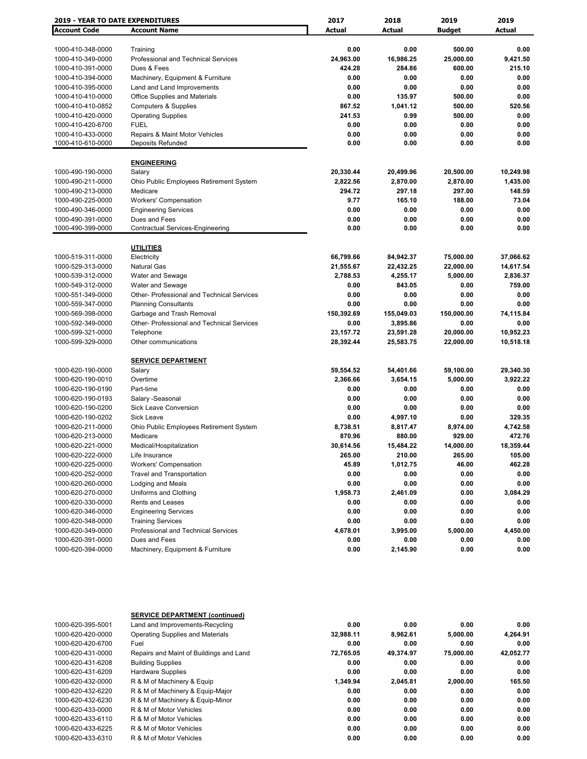| 2019 - YEAR TO DATE EXPENDITURES | | 2017 | 2018 | 2019 | 2019 |
|---|---|---|---|---|---|
| **Account Code** | **Account Name** | **Actual** | **Actual** | **Budget** | **Actual** |
| 1000-410-348-0000 | Training | 0.00 | 0.00 | 500.00 | 0.00 |
| 1000-410-349-0000 | Professional and Technical Services | 24,963.00 | 16,986.25 | 25,000.00 | 9,421.50 |
| 1000-410-391-0000 | Dues & Fees | 424.28 | 284.86 | 600.00 | 215.10 |
| 1000-410-394-0000 | Machinery, Equipment & Furniture | 0.00 | 0.00 | 0.00 | 0.00 |
| 1000-410-395-0000 | Land and Land Improvements | 0.00 | 0.00 | 0.00 | 0.00 |
| 1000-410-410-0000 | Office Supplies and Materials | 0.00 | 135.97 | 500.00 | 0.00 |
| 1000-410-410-0852 | Computers & Supplies | 867.52 | 1,041.12 | 500.00 | 520.56 |
| 1000-410-420-0000 | Operating Supplies | 241.53 | 0.99 | 500.00 | 0.00 |
| 1000-410-420-6700 | FUEL | 0.00 | 0.00 | 0.00 | 0.00 |
| 1000-410-433-0000 | Repairs & Maint Motor Vehicles | 0.00 | 0.00 | 0.00 | 0.00 |
| 1000-410-610-0000 | Deposits Refunded | 0.00 | 0.00 | 0.00 | 0.00 |
| | **ENGINEERING** | | | | |
| 1000-490-190-0000 | Salary | 20,330.44 | 20,499.96 | 20,500.00 | 10,249.98 |
| 1000-490-211-0000 | Ohio Public Employees Retirement System | 2,822.56 | 2,870.00 | 2,870.00 | 1,435.00 |
| 1000-490-213-0000 | Medicare | 294.72 | 297.18 | 297.00 | 148.59 |
| 1000-490-225-0000 | Workers' Compensation | 9.77 | 165.10 | 188.00 | 73.04 |
| 1000-490-346-0000 | Engineering Services | 0.00 | 0.00 | 0.00 | 0.00 |
| 1000-490-391-0000 | Dues and Fees | 0.00 | 0.00 | 0.00 | 0.00 |
| 1000-490-399-0000 | Contractual Services-Engineering | 0.00 | 0.00 | 0.00 | 0.00 |
| | **UTILITIES** | | | | |
| 1000-519-311-0000 | Electricity | 66,799.66 | 84,942.37 | 75,000.00 | 37,066.62 |
| 1000-529-313-0000 | Natural Gas | 21,555.67 | 22,432.25 | 22,000.00 | 14,617.54 |
| 1000-539-312-0000 | Water and Sewage | 2,788.53 | 4,255.17 | 5,000.00 | 2,836.37 |
| 1000-549-312-0000 | Water and Sewage | 0.00 | 843.05 | 0.00 | 759.00 |
| 1000-551-349-0000 | Other- Professional and Technical Services | 0.00 | 0.00 | 0.00 | 0.00 |
| 1000-559-347-0000 | Planning Consultants | 0.00 | 0.00 | 0.00 | 0.00 |
| 1000-569-398-0000 | Garbage and Trash Removal | 150,392.69 | 155,049.03 | 150,000.00 | 74,115.84 |
| 1000-592-349-0000 | Other- Professional and Technical Services | 0.00 | 3,895.86 | 0.00 | 0.00 |
| 1000-599-321-0000 | Telephone | 23,157.72 | 23,591.28 | 20,000.00 | 10,952.23 |
| 1000-599-329-0000 | Other communications | 28,392.44 | 25,583.75 | 22,000.00 | 10,518.18 |
| | **SERVICE DEPARTMENT** | | | | |
| 1000-620-190-0000 | Salary | 59,554.52 | 54,401.66 | 59,100.00 | 29,340.30 |
| 1000-620-190-0010 | Overtime | 2,366.66 | 3,654.15 | 5,000.00 | 3,922.22 |
| 1000-620-190-0190 | Part-time | 0.00 | 0.00 | 0.00 | 0.00 |
| 1000-620-190-0193 | Salary -Seasonal | 0.00 | 0.00 | 0.00 | 0.00 |
| 1000-620-190-0200 | Sick Leave Conversion | 0.00 | 0.00 | 0.00 | 0.00 |
| 1000-620-190-0202 | Sick Leave | 0.00 | 4,997.10 | 0.00 | 329.35 |
| 1000-620-211-0000 | Ohio Public Employees Retirement System | 8,738.51 | 8,817.47 | 8,974.00 | 4,742.58 |
| 1000-620-213-0000 | Medicare | 870.96 | 880.00 | 929.00 | 472.76 |
| 1000-620-221-0000 | Medical/Hospitalization | 30,614.56 | 15,484.22 | 14,000.00 | 18,359.44 |
| 1000-620-222-0000 | Life Insurance | 265.00 | 210.00 | 265.00 | 105.00 |
| 1000-620-225-0000 | Workers' Compensation | 45.89 | 1,012.75 | 46.00 | 462.28 |
| 1000-620-252-0000 | Travel and Transportation | 0.00 | 0.00 | 0.00 | 0.00 |
| 1000-620-260-0000 | Lodging and Meals | 0.00 | 0.00 | 0.00 | 0.00 |
| 1000-620-270-0000 | Uniforms and Clothing | 1,958.73 | 2,461.09 | 0.00 | 3,084.29 |
| 1000-620-330-0000 | Rents and Leases | 0.00 | 0.00 | 0.00 | 0.00 |
| 1000-620-346-0000 | Engineering Services | 0.00 | 0.00 | 0.00 | 0.00 |
| 1000-620-348-0000 | Training Services | 0.00 | 0.00 | 0.00 | 0.00 |
| 1000-620-349-0000 | Professional and Technical Services | 4,678.01 | 3,995.00 | 5,000.00 | 4,450.00 |
| 1000-620-391-0000 | Dues and Fees | 0.00 | 0.00 | 0.00 | 0.00 |
| 1000-620-394-0000 | Machinery, Equipment & Furniture | 0.00 | 2,145.90 | 0.00 | 0.00 |
| | **SERVICE DEPARTMENT (continued)** | | | | |
| 1000-620-395-5001 | Land and Improvements-Recycling | 0.00 | 0.00 | 0.00 | 0.00 |
| 1000-620-420-0000 | Operating Supplies and Materials | 32,988.11 | 8,962.61 | 5,000.00 | 4,264.91 |
| 1000-620-420-6700 | Fuel | 0.00 | 0.00 | 0.00 | 0.00 |
| 1000-620-431-0000 | Repairs and Maint of Buildings and Land | 72,765.05 | 49,374.97 | 75,000.00 | 42,052.77 |
| 1000-620-431-6208 | Building Supplies | 0.00 | 0.00 | 0.00 | 0.00 |
| 1000-620-431-6209 | Hardware Supplies | 0.00 | 0.00 | 0.00 | 0.00 |
| 1000-620-432-0000 | R & M of Machinery & Equip | 1,349.94 | 2,045.81 | 2,000.00 | 165.50 |
| 1000-620-432-6220 | R & M of Machinery & Equip-Major | 0.00 | 0.00 | 0.00 | 0.00 |
| 1000-620-432-6230 | R & M of Machinery & Equip-Minor | 0.00 | 0.00 | 0.00 | 0.00 |
| 1000-620-433-0000 | R & M of Motor Vehicles | 0.00 | 0.00 | 0.00 | 0.00 |
| 1000-620-433-6110 | R & M of Motor Vehicles | 0.00 | 0.00 | 0.00 | 0.00 |
| 1000-620-433-6225 | R & M of Motor Vehicles | 0.00 | 0.00 | 0.00 | 0.00 |
| 1000-620-433-6310 | R & M of Motor Vehicles | 0.00 | 0.00 | 0.00 | 0.00 |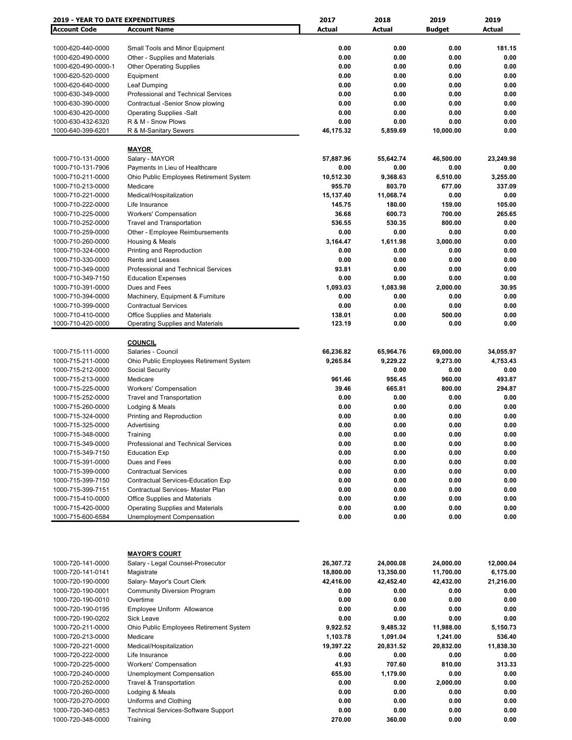| 2019 - YEAR TO DATE EXPENDITURES | | 2017 | 2018 | 2019 | 2019 |
|---|---|---|---|---|---|
| **Account Code** | **Account Name** | **Actual** | **Actual** | **Budget** | **Actual** |
| 1000-620-440-0000 | Small Tools and Minor Equipment | 0.00 | 0.00 | 0.00 | 181.15 |
| 1000-620-490-0000 | Other - Supplies and Materials | 0.00 | 0.00 | 0.00 | 0.00 |
| 1000-620-490-0000-1 | Other Operating Supplies | 0.00 | 0.00 | 0.00 | 0.00 |
| 1000-620-520-0000 | Equipment | 0.00 | 0.00 | 0.00 | 0.00 |
| 1000-620-640-0000 | Leaf Dumping | 0.00 | 0.00 | 0.00 | 0.00 |
| 1000-630-349-0000 | Professional and Technical Services | 0.00 | 0.00 | 0.00 | 0.00 |
| 1000-630-390-0000 | Contractual -Senior Snow plowing | 0.00 | 0.00 | 0.00 | 0.00 |
| 1000-630-420-0000 | Operating Supplies -Salt | 0.00 | 0.00 | 0.00 | 0.00 |
| 1000-630-432-6320 | R & M - Snow Plows | 0.00 | 0.00 | 0.00 | 0.00 |
| 1000-640-399-6201 | R & M-Sanitary Sewers | 46,175.32 | 5,859.69 | 10,000.00 | 0.00 |
| | **MAYOR** | | | | |
| 1000-710-131-0000 | Salary - MAYOR | 57,887.96 | 55,642.74 | 46,500.00 | 23,249.98 |
| 1000-710-131-7906 | Payments in Lieu of Healthcare | 0.00 | 0.00 | 0.00 | 0.00 |
| 1000-710-211-0000 | Ohio Public Employees Retirement System | 10,512.30 | 9,368.63 | 6,510.00 | 3,255.00 |
| 1000-710-213-0000 | Medicare | 955.70 | 803.70 | 677.00 | 337.09 |
| 1000-710-221-0000 | Medical/Hospitalization | 15,137.40 | 11,068.74 | 0.00 | 0.00 |
| 1000-710-222-0000 | Life Insurance | 145.75 | 180.00 | 159.00 | 105.00 |
| 1000-710-225-0000 | Workers' Compensation | 36.68 | 600.73 | 700.00 | 265.65 |
| 1000-710-252-0000 | Travel and Transportation | 536.55 | 530.35 | 800.00 | 0.00 |
| 1000-710-259-0000 | Other - Employee Reimbursements | 0.00 | 0.00 | 0.00 | 0.00 |
| 1000-710-260-0000 | Housing & Meals | 3,164.47 | 1,611.98 | 3,000.00 | 0.00 |
| 1000-710-324-0000 | Printing and Reproduction | 0.00 | 0.00 | 0.00 | 0.00 |
| 1000-710-330-0000 | Rents and Leases | 0.00 | 0.00 | 0.00 | 0.00 |
| 1000-710-349-0000 | Professional and Technical Services | 93.81 | 0.00 | 0.00 | 0.00 |
| 1000-710-349-7150 | Education Expenses | 0.00 | 0.00 | 0.00 | 0.00 |
| 1000-710-391-0000 | Dues and Fees | 1,093.03 | 1,083.98 | 2,000.00 | 30.95 |
| 1000-710-394-0000 | Machinery, Equipment & Furniture | 0.00 | 0.00 | 0.00 | 0.00 |
| 1000-710-399-0000 | Contractual Services | 0.00 | 0.00 | 0.00 | 0.00 |
| 1000-710-410-0000 | Office Supplies and Materials | 138.01 | 0.00 | 500.00 | 0.00 |
| 1000-710-420-0000 | Operating Supplies and Materials | 123.19 | 0.00 | 0.00 | 0.00 |
| | **COUNCIL** | | | | |
| 1000-715-111-0000 | Salaries - Council | 66,236.82 | 65,964.76 | 69,000.00 | 34,055.97 |
| 1000-715-211-0000 | Ohio Public Employees Retirement System | 9,265.84 | 9,229.22 | 9,273.00 | 4,753.43 |
| 1000-715-212-0000 | Social Security | | 0.00 | 0.00 | 0.00 |
| 1000-715-213-0000 | Medicare | 961.46 | 956.45 | 960.00 | 493.87 |
| 1000-715-225-0000 | Workers' Compensation | 39.46 | 665.81 | 800.00 | 294.87 |
| 1000-715-252-0000 | Travel and Transportation | 0.00 | 0.00 | 0.00 | 0.00 |
| 1000-715-260-0000 | Lodging & Meals | 0.00 | 0.00 | 0.00 | 0.00 |
| 1000-715-324-0000 | Printing and Reproduction | 0.00 | 0.00 | 0.00 | 0.00 |
| 1000-715-325-0000 | Advertising | 0.00 | 0.00 | 0.00 | 0.00 |
| 1000-715-348-0000 | Training | 0.00 | 0.00 | 0.00 | 0.00 |
| 1000-715-349-0000 | Professional and Technical Services | 0.00 | 0.00 | 0.00 | 0.00 |
| 1000-715-349-7150 | Education Exp | 0.00 | 0.00 | 0.00 | 0.00 |
| 1000-715-391-0000 | Dues and Fees | 0.00 | 0.00 | 0.00 | 0.00 |
| 1000-715-399-0000 | Contractual Services | 0.00 | 0.00 | 0.00 | 0.00 |
| 1000-715-399-7150 | Contractual Services-Education Exp | 0.00 | 0.00 | 0.00 | 0.00 |
| 1000-715-399-7151 | Contractual Services- Master Plan | 0.00 | 0.00 | 0.00 | 0.00 |
| 1000-715-410-0000 | Office Supplies and Materials | 0.00 | 0.00 | 0.00 | 0.00 |
| 1000-715-420-0000 | Operating Supplies and Materials | 0.00 | 0.00 | 0.00 | 0.00 |
| 1000-715-600-6584 | Unemployment Compensation | 0.00 | 0.00 | 0.00 | 0.00 |
| | **MAYOR'S COURT** | | | | |
| 1000-720-141-0000 | Salary - Legal Counsel-Prosecutor | 26,307.72 | 24,000.08 | 24,000.00 | 12,000.04 |
| 1000-720-141-0141 | Magistrate | 18,800.00 | 13,350.00 | 11,700.00 | 6,175.00 |
| 1000-720-190-0000 | Salary- Mayor's Court Clerk | 42,416.00 | 42,452.40 | 42,432.00 | 21,216.00 |
| 1000-720-190-0001 | Community Diversion Program | 0.00 | 0.00 | 0.00 | 0.00 |
| 1000-720-190-0010 | Overtime | 0.00 | 0.00 | 0.00 | 0.00 |
| 1000-720-190-0195 | Employee Uniform Allowance | 0.00 | 0.00 | 0.00 | 0.00 |
| 1000-720-190-0202 | Sick Leave | 0.00 | 0.00 | 0.00 | 0.00 |
| 1000-720-211-0000 | Ohio Public Employees Retirement System | 9,922.52 | 9,485.32 | 11,988.00 | 5,150.73 |
| 1000-720-213-0000 | Medicare | 1,103.78 | 1,091.04 | 1,241.00 | 536.40 |
| 1000-720-221-0000 | Medical/Hospitalization | 19,397.22 | 20,831.52 | 20,832.00 | 11,838.30 |
| 1000-720-222-0000 | Life Insurance | 0.00 | 0.00 | 0.00 | 0.00 |
| 1000-720-225-0000 | Workers' Compensation | 41.93 | 707.60 | 810.00 | 313.33 |
| 1000-720-240-0000 | Unemployment Compensation | 655.00 | 1,179.00 | 0.00 | 0.00 |
| 1000-720-252-0000 | Travel & Transportation | 0.00 | 0.00 | 2,000.00 | 0.00 |
| 1000-720-260-0000 | Lodging & Meals | 0.00 | 0.00 | 0.00 | 0.00 |
| 1000-720-270-0000 | Uniforms and Clothing | 0.00 | 0.00 | 0.00 | 0.00 |
| 1000-720-340-0853 | Technical Services-Software Support | 0.00 | 0.00 | 0.00 | 0.00 |
| 1000-720-348-0000 | Training | 270.00 | 360.00 | 0.00 | 0.00 |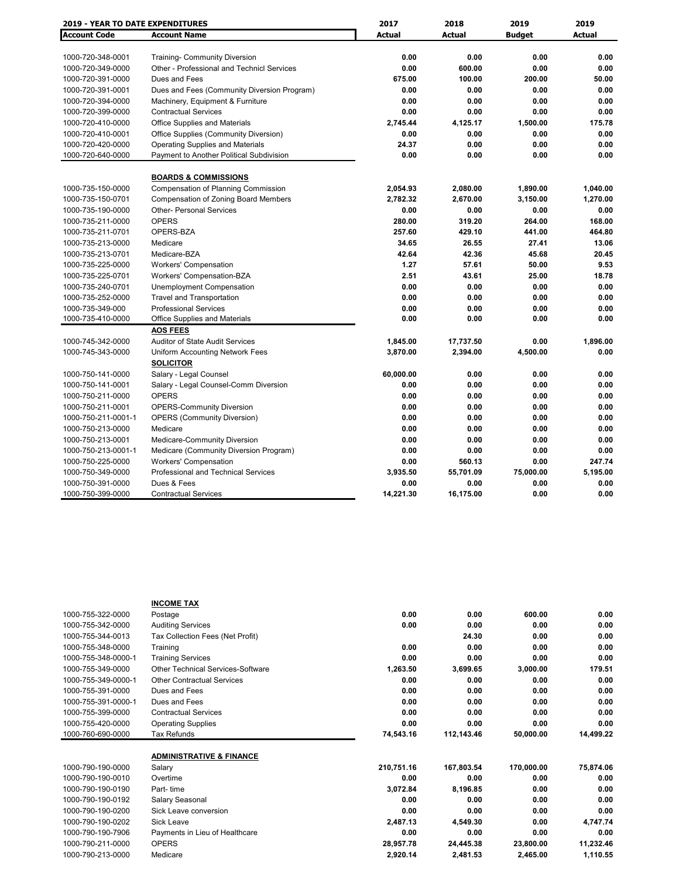| 2019 - YEAR TO DATE EXPENDITURES | | 2017 | 2018 | 2019 | 2019 |
|---|---|---|---|---|---|
| **Account Code** | **Account Name** | **Actual** | **Actual** | **Budget** | **Actual** |
| 1000-720-348-0001 | Training- Community Diversion | 0.00 | 0.00 | 0.00 | 0.00 |
| 1000-720-349-0000 | Other - Professional and Technicl Services | 0.00 | 600.00 | 0.00 | 0.00 |
| 1000-720-391-0000 | Dues and Fees | 675.00 | 100.00 | 200.00 | 50.00 |
| 1000-720-391-0001 | Dues and Fees (Community Diversion Program) | 0.00 | 0.00 | 0.00 | 0.00 |
| 1000-720-394-0000 | Machinery, Equipment & Furniture | 0.00 | 0.00 | 0.00 | 0.00 |
| 1000-720-399-0000 | Contractual Services | 0.00 | 0.00 | 0.00 | 0.00 |
| 1000-720-410-0000 | Office Supplies and Materials | 2,745.44 | 4,125.17 | 1,500.00 | 175.78 |
| 1000-720-410-0001 | Office Supplies (Community Diversion) | 0.00 | 0.00 | 0.00 | 0.00 |
| 1000-720-420-0000 | Operating Supplies and Materials | 24.37 | 0.00 | 0.00 | 0.00 |
| 1000-720-640-0000 | Payment to Another Political Subdivision | 0.00 | 0.00 | 0.00 | 0.00 |
| | **BOARDS & COMMISSIONS** | | | | |
| 1000-735-150-0000 | Compensation of Planning Commission | 2,054.93 | 2,080.00 | 1,890.00 | 1,040.00 |
| 1000-735-150-0701 | Compensation of Zoning Board Members | 2,782.32 | 2,670.00 | 3,150.00 | 1,270.00 |
| 1000-735-190-0000 | Other- Personal Services | 0.00 | 0.00 | 0.00 | 0.00 |
| 1000-735-211-0000 | OPERS | 280.00 | 319.20 | 264.00 | 168.00 |
| 1000-735-211-0701 | OPERS-BZA | 257.60 | 429.10 | 441.00 | 464.80 |
| 1000-735-213-0000 | Medicare | 34.65 | 26.55 | 27.41 | 13.06 |
| 1000-735-213-0701 | Medicare-BZA | 42.64 | 42.36 | 45.68 | 20.45 |
| 1000-735-225-0000 | Workers' Compensation | 1.27 | 57.61 | 50.00 | 9.53 |
| 1000-735-225-0701 | Workers' Compensation-BZA | 2.51 | 43.61 | 25.00 | 18.78 |
| 1000-735-240-0701 | Unemployment Compensation | 0.00 | 0.00 | 0.00 | 0.00 |
| 1000-735-252-0000 | Travel and Transportation | 0.00 | 0.00 | 0.00 | 0.00 |
| 1000-735-349-000 | Professional Services | 0.00 | 0.00 | 0.00 | 0.00 |
| 1000-735-410-0000 | Office Supplies and Materials | 0.00 | 0.00 | 0.00 | 0.00 |
| | **AOS FEES** | | | | |
| 1000-745-342-0000 | Auditor of State Audit Services | 1,845.00 | 17,737.50 | 0.00 | 1,896.00 |
| 1000-745-343-0000 | Uniform Accounting Network Fees | 3,870.00 | 2,394.00 | 4,500.00 | 0.00 |
| | **SOLICITOR** | | | | |
| 1000-750-141-0000 | Salary - Legal Counsel | 60,000.00 | 0.00 | 0.00 | 0.00 |
| 1000-750-141-0001 | Salary - Legal Counsel-Comm Diversion | 0.00 | 0.00 | 0.00 | 0.00 |
| 1000-750-211-0000 | OPERS | 0.00 | 0.00 | 0.00 | 0.00 |
| 1000-750-211-0001 | OPERS-Community Diversion | 0.00 | 0.00 | 0.00 | 0.00 |
| 1000-750-211-0001-1 | OPERS (Community Diversion) | 0.00 | 0.00 | 0.00 | 0.00 |
| 1000-750-213-0000 | Medicare | 0.00 | 0.00 | 0.00 | 0.00 |
| 1000-750-213-0001 | Medicare-Community Diversion | 0.00 | 0.00 | 0.00 | 0.00 |
| 1000-750-213-0001-1 | Medicare (Community Diversion Program) | 0.00 | 0.00 | 0.00 | 0.00 |
| 1000-750-225-0000 | Workers' Compensation | 0.00 | 560.13 | 0.00 | 247.74 |
| 1000-750-349-0000 | Professional and Technical Services | 3,935.50 | 55,701.09 | 75,000.00 | 5,195.00 |
| 1000-750-391-0000 | Dues & Fees | 0.00 | 0.00 | 0.00 | 0.00 |
| 1000-750-399-0000 | Contractual Services | 14,221.30 | 16,175.00 | 0.00 | 0.00 |
| | **INCOME TAX** | | | | |
| 1000-755-322-0000 | Postage | 0.00 | 0.00 | 600.00 | 0.00 |
| 1000-755-342-0000 | Auditing Services | 0.00 | 0.00 | 0.00 | 0.00 |
| 1000-755-344-0013 | Tax Collection Fees (Net Profit) | | 24.30 | 0.00 | 0.00 |
| 1000-755-348-0000 | Training | 0.00 | 0.00 | 0.00 | 0.00 |
| 1000-755-348-0000-1 | Training Services | 0.00 | 0.00 | 0.00 | 0.00 |
| 1000-755-349-0000 | Other Technical Services-Software | 1,263.50 | 3,699.65 | 3,000.00 | 179.51 |
| 1000-755-349-0000-1 | Other Contractual Services | 0.00 | 0.00 | 0.00 | 0.00 |
| 1000-755-391-0000 | Dues and Fees | 0.00 | 0.00 | 0.00 | 0.00 |
| 1000-755-391-0000-1 | Dues and Fees | 0.00 | 0.00 | 0.00 | 0.00 |
| 1000-755-399-0000 | Contractual Services | 0.00 | 0.00 | 0.00 | 0.00 |
| 1000-755-420-0000 | Operating Supplies | 0.00 | 0.00 | 0.00 | 0.00 |
| 1000-760-690-0000 | Tax Refunds | 74,543.16 | 112,143.46 | 50,000.00 | 14,499.22 |
| | **ADMINISTRATIVE & FINANCE** | | | | |
| 1000-790-190-0000 | Salary | 210,751.16 | 167,803.54 | 170,000.00 | 75,874.06 |
| 1000-790-190-0010 | Overtime | 0.00 | 0.00 | 0.00 | 0.00 |
| 1000-790-190-0190 | Part- time | 3,072.84 | 8,196.85 | 0.00 | 0.00 |
| 1000-790-190-0192 | Salary Seasonal | 0.00 | 0.00 | 0.00 | 0.00 |
| 1000-790-190-0200 | Sick Leave conversion | 0.00 | 0.00 | 0.00 | 0.00 |
| 1000-790-190-0202 | Sick Leave | 2,487.13 | 4,549.30 | 0.00 | 4,747.74 |
| 1000-790-190-7906 | Payments in Lieu of Healthcare | 0.00 | 0.00 | 0.00 | 0.00 |
| 1000-790-211-0000 | OPERS | 28,957.78 | 24,445.38 | 23,800.00 | 11,232.46 |
| 1000-790-213-0000 | Medicare | 2,920.14 | 2,481.53 | 2,465.00 | 1,110.55 |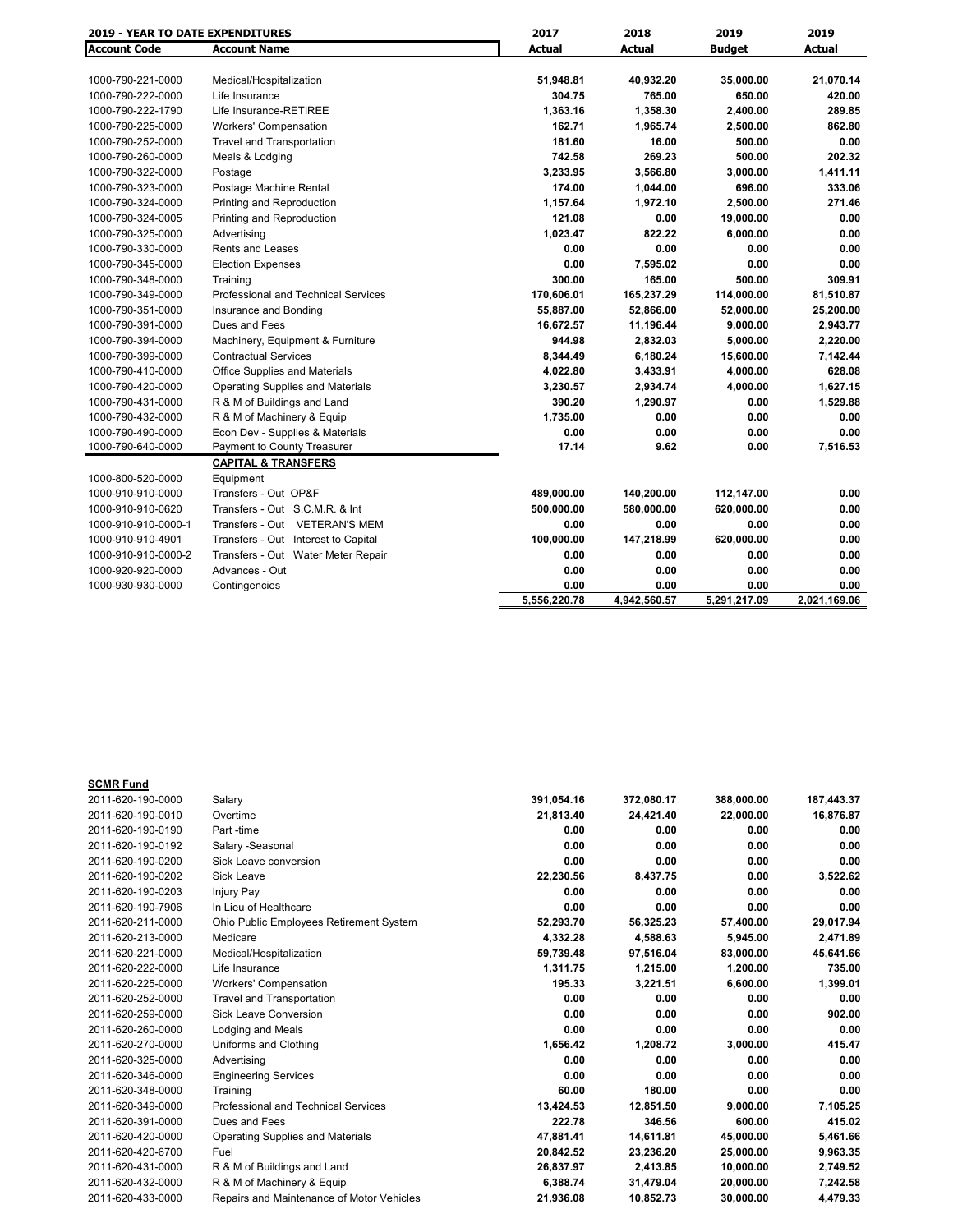| 2019 - YEAR TO DATE EXPENDITURES | | 2017 | 2018 | 2019 | 2019 |
|---|---|---|---|---|---|
| **Account Code** | **Account Name** | **Actual** | **Actual** | **Budget** | **Actual** |
| 1000-790-221-0000 | Medical/Hospitalization | 51,948.81 | 40,932.20 | 35,000.00 | 21,070.14 |
| 1000-790-222-0000 | Life Insurance | 304.75 | 765.00 | 650.00 | 420.00 |
| 1000-790-222-1790 | Life Insurance-RETIREE | 1,363.16 | 1,358.30 | 2,400.00 | 289.85 |
| 1000-790-225-0000 | Workers' Compensation | 162.71 | 1,965.74 | 2,500.00 | 862.80 |
| 1000-790-252-0000 | Travel and Transportation | 181.60 | 16.00 | 500.00 | 0.00 |
| 1000-790-260-0000 | Meals & Lodging | 742.58 | 269.23 | 500.00 | 202.32 |
| 1000-790-322-0000 | Postage | 3,233.95 | 3,566.80 | 3,000.00 | 1,411.11 |
| 1000-790-323-0000 | Postage Machine Rental | 174.00 | 1,044.00 | 696.00 | 333.06 |
| 1000-790-324-0000 | Printing and Reproduction | 1,157.64 | 1,972.10 | 2,500.00 | 271.46 |
| 1000-790-324-0005 | Printing and Reproduction | 121.08 | 0.00 | 19,000.00 | 0.00 |
| 1000-790-325-0000 | Advertising | 1,023.47 | 822.22 | 6,000.00 | 0.00 |
| 1000-790-330-0000 | Rents and Leases | 0.00 | 0.00 | 0.00 | 0.00 |
| 1000-790-345-0000 | Election Expenses | 0.00 | 7,595.02 | 0.00 | 0.00 |
| 1000-790-348-0000 | Training | 300.00 | 165.00 | 500.00 | 309.91 |
| 1000-790-349-0000 | Professional and Technical Services | 170,606.01 | 165,237.29 | 114,000.00 | 81,510.87 |
| 1000-790-351-0000 | Insurance and Bonding | 55,887.00 | 52,866.00 | 52,000.00 | 25,200.00 |
| 1000-790-391-0000 | Dues and Fees | 16,672.57 | 11,196.44 | 9,000.00 | 2,943.77 |
| 1000-790-394-0000 | Machinery, Equipment & Furniture | 944.98 | 2,832.03 | 5,000.00 | 2,220.00 |
| 1000-790-399-0000 | Contractual Services | 8,344.49 | 6,180.24 | 15,600.00 | 7,142.44 |
| 1000-790-410-0000 | Office Supplies and Materials | 4,022.80 | 3,433.91 | 4,000.00 | 628.08 |
| 1000-790-420-0000 | Operating Supplies and Materials | 3,230.57 | 2,934.74 | 4,000.00 | 1,627.15 |
| 1000-790-431-0000 | R & M of Buildings and Land | 390.20 | 1,290.97 | 0.00 | 1,529.88 |
| 1000-790-432-0000 | R & M of Machinery & Equip | 1,735.00 | 0.00 | 0.00 | 0.00 |
| 1000-790-490-0000 | Econ Dev - Supplies & Materials | 0.00 | 0.00 | 0.00 | 0.00 |
| 1000-790-640-0000 | Payment to County Treasurer | 17.14 | 9.62 | 0.00 | 7,516.53 |
| | **CAPITAL & TRANSFERS** | | | | |
| 1000-800-520-0000 | Equipment | | | | |
| 1000-910-910-0000 | Transfers - Out OP&F | 489,000.00 | 140,200.00 | 112,147.00 | 0.00 |
| 1000-910-910-0620 | Transfers - Out S.C.M.R. & Int | 500,000.00 | 580,000.00 | 620,000.00 | 0.00 |
| 1000-910-910-0000-1 | Transfers - Out VETERAN'S MEM | 0.00 | 0.00 | 0.00 | 0.00 |
| 1000-910-910-4901 | Transfers - Out Interest to Capital | 100,000.00 | 147,218.99 | 620,000.00 | 0.00 |
| 1000-910-910-0000-2 | Transfers - Out Water Meter Repair | 0.00 | 0.00 | 0.00 | 0.00 |
| 1000-920-920-0000 | Advances - Out | 0.00 | 0.00 | 0.00 | 0.00 |
| 1000-930-930-0000 | Contingencies | 0.00 | 0.00 | 0.00 | 0.00 |
| | | 5,556,220.78 | 4,942,560.57 | 5,291,217.09 | 2,021,169.06 |

**SCMR Fund**

| Account Code | Account Name | 2017 Actual | 2018 Actual | 2019 Budget | 2019 Actual |
|---|---|---|---|---|---|
| 2011-620-190-0000 | Salary | 391,054.16 | 372,080.17 | 388,000.00 | 187,443.37 |
| 2011-620-190-0010 | Overtime | 21,813.40 | 24,421.40 | 22,000.00 | 16,876.87 |
| 2011-620-190-0190 | Part -time | 0.00 | 0.00 | 0.00 | 0.00 |
| 2011-620-190-0192 | Salary -Seasonal | 0.00 | 0.00 | 0.00 | 0.00 |
| 2011-620-190-0200 | Sick Leave conversion | 0.00 | 0.00 | 0.00 | 0.00 |
| 2011-620-190-0202 | Sick Leave | 22,230.56 | 8,437.75 | 0.00 | 3,522.62 |
| 2011-620-190-0203 | Injury Pay | 0.00 | 0.00 | 0.00 | 0.00 |
| 2011-620-190-7906 | In Lieu of Healthcare | 0.00 | 0.00 | 0.00 | 0.00 |
| 2011-620-211-0000 | Ohio Public Employees Retirement System | 52,293.70 | 56,325.23 | 57,400.00 | 29,017.94 |
| 2011-620-213-0000 | Medicare | 4,332.28 | 4,588.63 | 5,945.00 | 2,471.89 |
| 2011-620-221-0000 | Medical/Hospitalization | 59,739.48 | 97,516.04 | 83,000.00 | 45,641.66 |
| 2011-620-222-0000 | Life Insurance | 1,311.75 | 1,215.00 | 1,200.00 | 735.00 |
| 2011-620-225-0000 | Workers' Compensation | 195.33 | 3,221.51 | 6,600.00 | 1,399.01 |
| 2011-620-252-0000 | Travel and Transportation | 0.00 | 0.00 | 0.00 | 0.00 |
| 2011-620-259-0000 | Sick Leave Conversion | 0.00 | 0.00 | 0.00 | 902.00 |
| 2011-620-260-0000 | Lodging and Meals | 0.00 | 0.00 | 0.00 | 0.00 |
| 2011-620-270-0000 | Uniforms and Clothing | 1,656.42 | 1,208.72 | 3,000.00 | 415.47 |
| 2011-620-325-0000 | Advertising | 0.00 | 0.00 | 0.00 | 0.00 |
| 2011-620-346-0000 | Engineering Services | 0.00 | 0.00 | 0.00 | 0.00 |
| 2011-620-348-0000 | Training | 60.00 | 180.00 | 0.00 | 0.00 |
| 2011-620-349-0000 | Professional and Technical Services | 13,424.53 | 12,851.50 | 9,000.00 | 7,105.25 |
| 2011-620-391-0000 | Dues and Fees | 222.78 | 346.56 | 600.00 | 415.02 |
| 2011-620-420-0000 | Operating Supplies and Materials | 47,881.41 | 14,611.81 | 45,000.00 | 5,461.66 |
| 2011-620-420-6700 | Fuel | 20,842.52 | 23,236.20 | 25,000.00 | 9,963.35 |
| 2011-620-431-0000 | R & M of Buildings and Land | 26,837.97 | 2,413.85 | 10,000.00 | 2,749.52 |
| 2011-620-432-0000 | R & M of Machinery & Equip | 6,388.74 | 31,479.04 | 20,000.00 | 7,242.58 |
| 2011-620-433-0000 | Repairs and Maintenance of Motor Vehicles | 21,936.08 | 10,852.73 | 30,000.00 | 4,479.33 |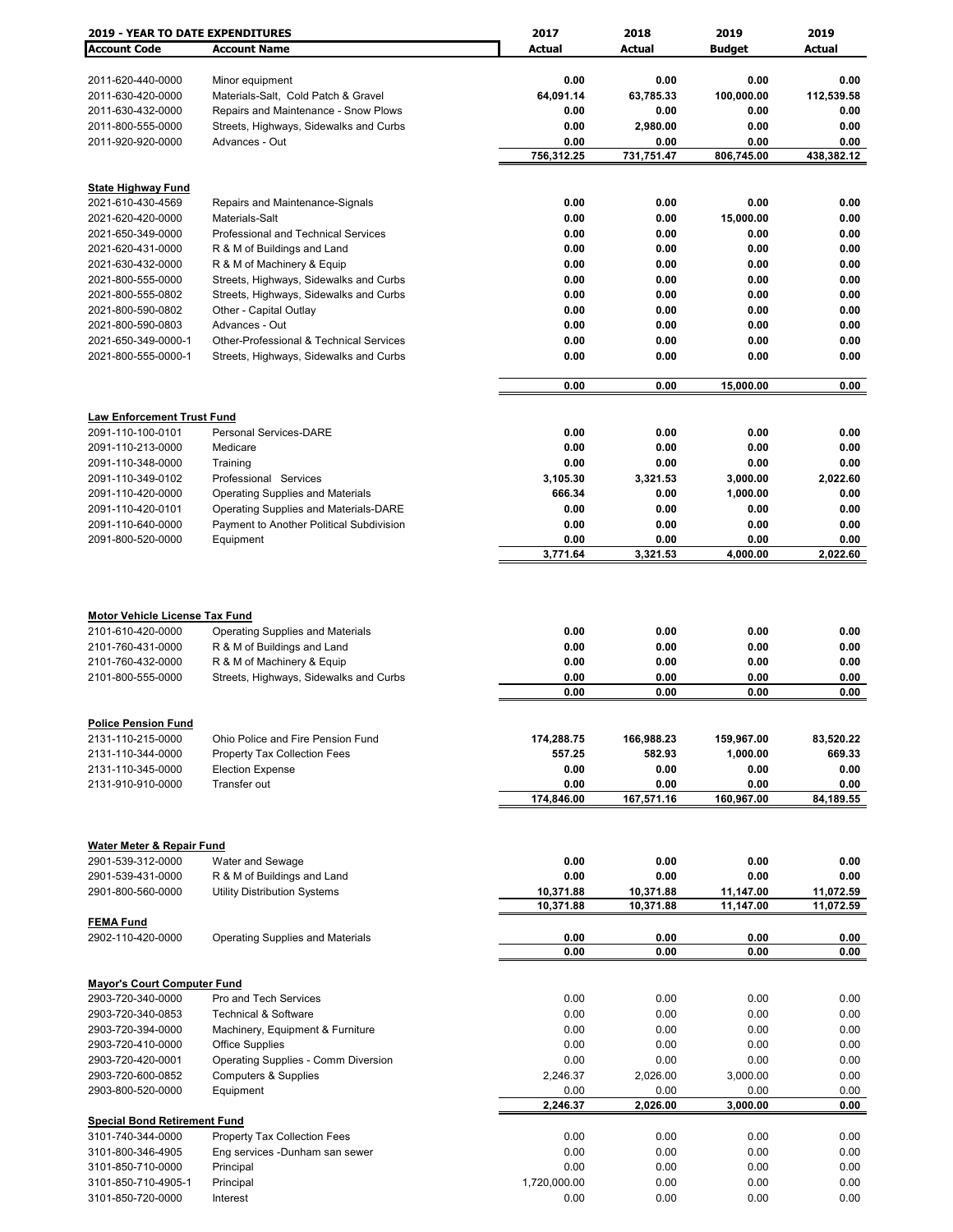| **2019 - YEAR TO DATE EXPENDITURES** | | **2017** | **2018** | **2019** | **2019** |
|---|---|---|---|---|---|
| **Account Code** | **Account Name** | **Actual** | **Actual** | **Budget** | **Actual** |
| 2011-620-440-0000 | Minor equipment | 0.00 | 0.00 | 0.00 | 0.00 |
| 2011-630-420-0000 | Materials-Salt, Cold Patch & Gravel | 64,091.14 | 63,785.33 | 100,000.00 | 112,539.58 |
| 2011-630-432-0000 | Repairs and Maintenance - Snow Plows | 0.00 | 0.00 | 0.00 | 0.00 |
| 2011-800-555-0000 | Streets, Highways, Sidewalks and Curbs | 0.00 | 2,980.00 | 0.00 | 0.00 |
| 2011-920-920-0000 | Advances - Out | 0.00 | 0.00 | 0.00 | 0.00 |
| | | **756,312.25** | **731,751.47** | **806,745.00** | **438,382.12** |
| **State Highway Fund** | | | | | |
| 2021-610-430-4569 | Repairs and Maintenance-Signals | 0.00 | 0.00 | 0.00 | 0.00 |
| 2021-620-420-0000 | Materials-Salt | 0.00 | 0.00 | 15,000.00 | 0.00 |
| 2021-650-349-0000 | Professional and Technical Services | 0.00 | 0.00 | 0.00 | 0.00 |
| 2021-620-431-0000 | R & M of Buildings and Land | 0.00 | 0.00 | 0.00 | 0.00 |
| 2021-630-432-0000 | R & M of Machinery & Equip | 0.00 | 0.00 | 0.00 | 0.00 |
| 2021-800-555-0000 | Streets, Highways, Sidewalks and Curbs | 0.00 | 0.00 | 0.00 | 0.00 |
| 2021-800-555-0802 | Streets, Highways, Sidewalks and Curbs | 0.00 | 0.00 | 0.00 | 0.00 |
| 2021-800-590-0802 | Other - Capital Outlay | 0.00 | 0.00 | 0.00 | 0.00 |
| 2021-800-590-0803 | Advances - Out | 0.00 | 0.00 | 0.00 | 0.00 |
| 2021-650-349-0000-1 | Other-Professional & Technical Services | 0.00 | 0.00 | 0.00 | 0.00 |
| 2021-800-555-0000-1 | Streets, Highways, Sidewalks and Curbs | 0.00 | 0.00 | 0.00 | 0.00 |
| | | **0.00** | **0.00** | **15,000.00** | **0.00** |
| **Law Enforcement Trust Fund** | | | | | |
| 2091-110-100-0101 | Personal Services-DARE | 0.00 | 0.00 | 0.00 | 0.00 |
| 2091-110-213-0000 | Medicare | 0.00 | 0.00 | 0.00 | 0.00 |
| 2091-110-348-0000 | Training | 0.00 | 0.00 | 0.00 | 0.00 |
| 2091-110-349-0102 | Professional Services | 3,105.30 | 3,321.53 | 3,000.00 | 2,022.60 |
| 2091-110-420-0000 | Operating Supplies and Materials | 666.34 | 0.00 | 1,000.00 | 0.00 |
| 2091-110-420-0101 | Operating Supplies and Materials-DARE | 0.00 | 0.00 | 0.00 | 0.00 |
| 2091-110-640-0000 | Payment to Another Political Subdivision | 0.00 | 0.00 | 0.00 | 0.00 |
| 2091-800-520-0000 | Equipment | 0.00 | 0.00 | 0.00 | 0.00 |
| | | **3,771.64** | **3,321.53** | **4,000.00** | **2,022.60** |
| **Motor Vehicle License Tax Fund** | | | | | |
| 2101-610-420-0000 | Operating Supplies and Materials | 0.00 | 0.00 | 0.00 | 0.00 |
| 2101-760-431-0000 | R & M of Buildings and Land | 0.00 | 0.00 | 0.00 | 0.00 |
| 2101-760-432-0000 | R & M of Machinery & Equip | 0.00 | 0.00 | 0.00 | 0.00 |
| 2101-800-555-0000 | Streets, Highways, Sidewalks and Curbs | 0.00 | 0.00 | 0.00 | 0.00 |
| | | **0.00** | **0.00** | **0.00** | **0.00** |
| **Police Pension Fund** | | | | | |
| 2131-110-215-0000 | Ohio Police and Fire Pension Fund | 174,288.75 | 166,988.23 | 159,967.00 | 83,520.22 |
| 2131-110-344-0000 | Property Tax Collection Fees | 557.25 | 582.93 | 1,000.00 | 669.33 |
| 2131-110-345-0000 | Election Expense | 0.00 | 0.00 | 0.00 | 0.00 |
| 2131-910-910-0000 | Transfer out | 0.00 | 0.00 | 0.00 | 0.00 |
| | | **174,846.00** | **167,571.16** | **160,967.00** | **84,189.55** |
| **Water Meter & Repair Fund** | | | | | |
| 2901-539-312-0000 | Water and Sewage | 0.00 | 0.00 | 0.00 | 0.00 |
| 2901-539-431-0000 | R & M of Buildings and Land | 0.00 | 0.00 | 0.00 | 0.00 |
| 2901-800-560-0000 | Utility Distribution Systems | 10,371.88 | 10,371.88 | 11,147.00 | 11,072.59 |
| | | **10,371.88** | **10,371.88** | **11,147.00** | **11,072.59** |
| **FEMA Fund** | | | | | |
| 2902-110-420-0000 | Operating Supplies and Materials | 0.00 | 0.00 | 0.00 | 0.00 |
| | | **0.00** | **0.00** | **0.00** | **0.00** |
| **Mayor's Court Computer Fund** | | | | | |
| 2903-720-340-0000 | Pro and Tech Services | 0.00 | 0.00 | 0.00 | 0.00 |
| 2903-720-340-0853 | Technical & Software | 0.00 | 0.00 | 0.00 | 0.00 |
| 2903-720-394-0000 | Machinery, Equipment & Furniture | 0.00 | 0.00 | 0.00 | 0.00 |
| 2903-720-410-0000 | Office Supplies | 0.00 | 0.00 | 0.00 | 0.00 |
| 2903-720-420-0001 | Operating Supplies - Comm Diversion | 0.00 | 0.00 | 0.00 | 0.00 |
| 2903-720-600-0852 | Computers & Supplies | 2,246.37 | 2,026.00 | 3,000.00 | 0.00 |
| 2903-800-520-0000 | Equipment | 0.00 | 0.00 | 0.00 | 0.00 |
| | | **2,246.37** | **2,026.00** | **3,000.00** | **0.00** |
| **Special Bond Retirement Fund** | | | | | |
| 3101-740-344-0000 | Property Tax Collection Fees | 0.00 | 0.00 | 0.00 | 0.00 |
| 3101-800-346-4905 | Eng services -Dunham san sewer | 0.00 | 0.00 | 0.00 | 0.00 |
| 3101-850-710-0000 | Principal | 0.00 | 0.00 | 0.00 | 0.00 |
| 3101-850-710-4905-1 | Principal | 1,720,000.00 | 0.00 | 0.00 | 0.00 |
| 3101-850-720-0000 | Interest | 0.00 | 0.00 | 0.00 | 0.00 |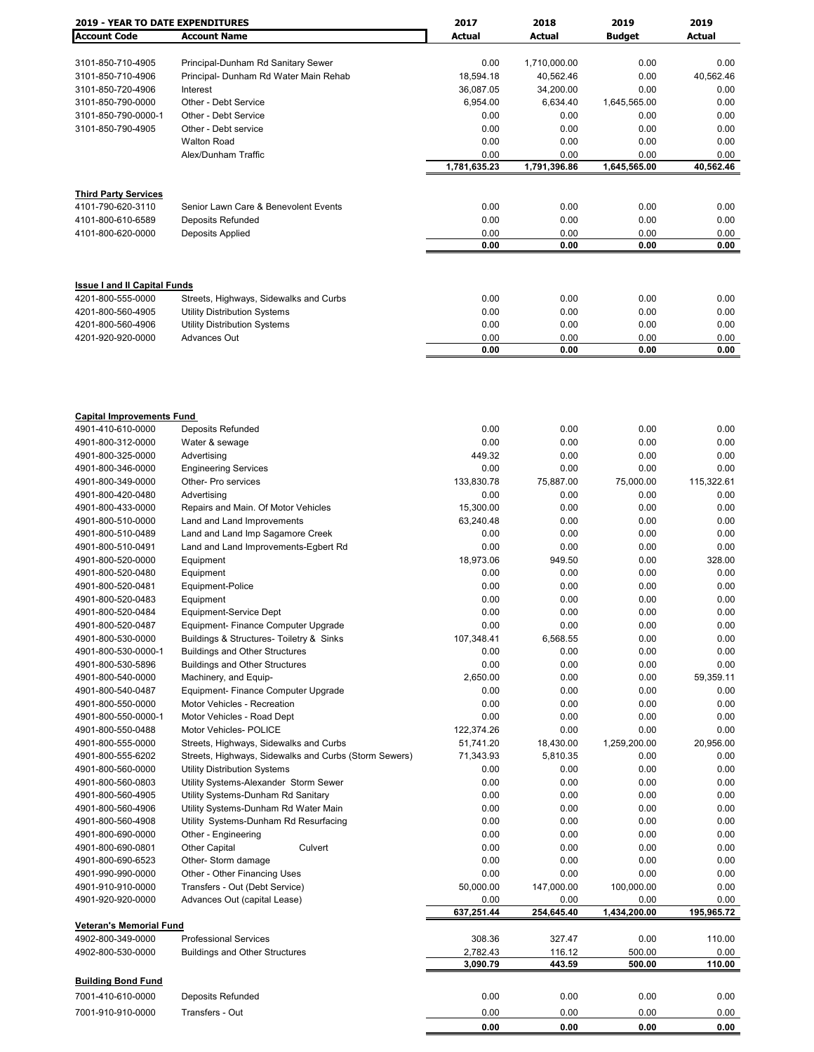| 2019 - YEAR TO DATE EXPENDITURES | | 2017 | 2018 | 2019 | 2019 |
|---|---|---|---|---|---|
| **Account Code** | **Account Name** | **Actual** | **Actual** | **Budget** | **Actual** |
| 3101-850-710-4905 | Principal-Dunham Rd Sanitary Sewer | 0.00 | 1,710,000.00 | 0.00 | 0.00 |
| 3101-850-710-4906 | Principal- Dunham Rd Water Main Rehab | 18,594.18 | 40,562.46 | 0.00 | 40,562.46 |
| 3101-850-720-4906 | Interest | 36,087.05 | 34,200.00 | 0.00 | 0.00 |
| 3101-850-790-0000 | Other - Debt Service | 6,954.00 | 6,634.40 | 1,645,565.00 | 0.00 |
| 3101-850-790-0000-1 | Other - Debt Service | 0.00 | 0.00 | 0.00 | 0.00 |
| 3101-850-790-4905 | Other - Debt service | 0.00 | 0.00 | 0.00 | 0.00 |
| | Walton Road | 0.00 | 0.00 | 0.00 | 0.00 |
| | Alex/Dunham Traffic | 0.00 | 0.00 | 0.00 | 0.00 |
| | | **1,781,635.23** | **1,791,396.86** | **1,645,565.00** | **40,562.46** |
| **Third Party Services** | | | | | |
| 4101-790-620-3110 | Senior Lawn Care & Benevolent Events | 0.00 | 0.00 | 0.00 | 0.00 |
| 4101-800-610-6589 | Deposits Refunded | 0.00 | 0.00 | 0.00 | 0.00 |
| 4101-800-620-0000 | Deposits Applied | 0.00 | 0.00 | 0.00 | 0.00 |
| | | **0.00** | **0.00** | **0.00** | **0.00** |
| **Issue I and II Capital Funds** | | | | | |
| 4201-800-555-0000 | Streets, Highways, Sidewalks and Curbs | 0.00 | 0.00 | 0.00 | 0.00 |
| 4201-800-560-4905 | Utility Distribution Systems | 0.00 | 0.00 | 0.00 | 0.00 |
| 4201-800-560-4906 | Utility Distribution Systems | 0.00 | 0.00 | 0.00 | 0.00 |
| 4201-920-920-0000 | Advances Out | 0.00 | 0.00 | 0.00 | 0.00 |
| | | **0.00** | **0.00** | **0.00** | **0.00** |
| **Capital Improvements Fund** | | | | | |
| 4901-410-610-0000 | Deposits Refunded | 0.00 | 0.00 | 0.00 | 0.00 |
| 4901-800-312-0000 | Water & sewage | 0.00 | 0.00 | 0.00 | 0.00 |
| 4901-800-325-0000 | Advertising | 449.32 | 0.00 | 0.00 | 0.00 |
| 4901-800-346-0000 | Engineering Services | 0.00 | 0.00 | 0.00 | 0.00 |
| 4901-800-349-0000 | Other- Pro services | 133,830.78 | 75,887.00 | 75,000.00 | 115,322.61 |
| 4901-800-420-0480 | Advertising | 0.00 | 0.00 | 0.00 | 0.00 |
| 4901-800-433-0000 | Repairs and Main. Of Motor Vehicles | 15,300.00 | 0.00 | 0.00 | 0.00 |
| 4901-800-510-0000 | Land and Land Improvements | 63,240.48 | 0.00 | 0.00 | 0.00 |
| 4901-800-510-0489 | Land and Land Imp Sagamore Creek | 0.00 | 0.00 | 0.00 | 0.00 |
| 4901-800-510-0491 | Land and Land Improvements-Egbert Rd | 0.00 | 0.00 | 0.00 | 0.00 |
| 4901-800-520-0000 | Equipment | 18,973.06 | 949.50 | 0.00 | 328.00 |
| 4901-800-520-0480 | Equipment | 0.00 | 0.00 | 0.00 | 0.00 |
| 4901-800-520-0481 | Equipment-Police | 0.00 | 0.00 | 0.00 | 0.00 |
| 4901-800-520-0483 | Equipment | 0.00 | 0.00 | 0.00 | 0.00 |
| 4901-800-520-0484 | Equipment-Service Dept | 0.00 | 0.00 | 0.00 | 0.00 |
| 4901-800-520-0487 | Equipment- Finance Computer Upgrade | 0.00 | 0.00 | 0.00 | 0.00 |
| 4901-800-530-0000 | Buildings & Structures- Toiletry & Sinks | 107,348.41 | 6,568.55 | 0.00 | 0.00 |
| 4901-800-530-0000-1 | Buildings and Other Structures | 0.00 | 0.00 | 0.00 | 0.00 |
| 4901-800-530-5896 | Buildings and Other Structures | 0.00 | 0.00 | 0.00 | 0.00 |
| 4901-800-540-0000 | Machinery, and Equip- | 2,650.00 | 0.00 | 0.00 | 59,359.11 |
| 4901-800-540-0487 | Equipment- Finance Computer Upgrade | 0.00 | 0.00 | 0.00 | 0.00 |
| 4901-800-550-0000 | Motor Vehicles - Recreation | 0.00 | 0.00 | 0.00 | 0.00 |
| 4901-800-550-0000-1 | Motor Vehicles - Road Dept | 0.00 | 0.00 | 0.00 | 0.00 |
| 4901-800-550-0488 | Motor Vehicles- POLICE | 122,374.26 | 0.00 | 0.00 | 0.00 |
| 4901-800-555-0000 | Streets, Highways, Sidewalks and Curbs | 51,741.20 | 18,430.00 | 1,259,200.00 | 20,956.00 |
| 4901-800-555-6202 | Streets, Highways, Sidewalks and Curbs (Storm Sewers) | 71,343.93 | 5,810.35 | 0.00 | 0.00 |
| 4901-800-560-0000 | Utility Distribution Systems | 0.00 | 0.00 | 0.00 | 0.00 |
| 4901-800-560-0803 | Utility Systems-Alexander Storm Sewer | 0.00 | 0.00 | 0.00 | 0.00 |
| 4901-800-560-4905 | Utility Systems-Dunham Rd Sanitary | 0.00 | 0.00 | 0.00 | 0.00 |
| 4901-800-560-4906 | Utility Systems-Dunham Rd Water Main | 0.00 | 0.00 | 0.00 | 0.00 |
| 4901-800-560-4908 | Utility Systems-Dunham Rd Resurfacing | 0.00 | 0.00 | 0.00 | 0.00 |
| 4901-800-690-0000 | Other - Engineering | 0.00 | 0.00 | 0.00 | 0.00 |
| 4901-800-690-0801 | Other Capital Culvert | 0.00 | 0.00 | 0.00 | 0.00 |
| 4901-800-690-6523 | Other- Storm damage | 0.00 | 0.00 | 0.00 | 0.00 |
| 4901-990-990-0000 | Other - Other Financing Uses | 0.00 | 0.00 | 0.00 | 0.00 |
| 4901-910-910-0000 | Transfers - Out (Debt Service) | 50,000.00 | 147,000.00 | 100,000.00 | 0.00 |
| 4901-920-920-0000 | Advances Out (capital Lease) | 0.00 | 0.00 | 0.00 | 0.00 |
| | | **637,251.44** | **254,645.40** | **1,434,200.00** | **195,965.72** |
| **Veteran's Memorial Fund** | | | | | |
| 4902-800-349-0000 | Professional Services | 308.36 | 327.47 | 0.00 | 110.00 |
| 4902-800-530-0000 | Buildings and Other Structures | 2,782.43 | 116.12 | 500.00 | 0.00 |
| | | **3,090.79** | **443.59** | **500.00** | **110.00** |
| **Building Bond Fund** | | | | | |
| 7001-410-610-0000 | Deposits Refunded | 0.00 | 0.00 | 0.00 | 0.00 |
| 7001-910-910-0000 | Transfers - Out | 0.00 | 0.00 | 0.00 | 0.00 |
| | | **0.00** | **0.00** | **0.00** | **0.00** |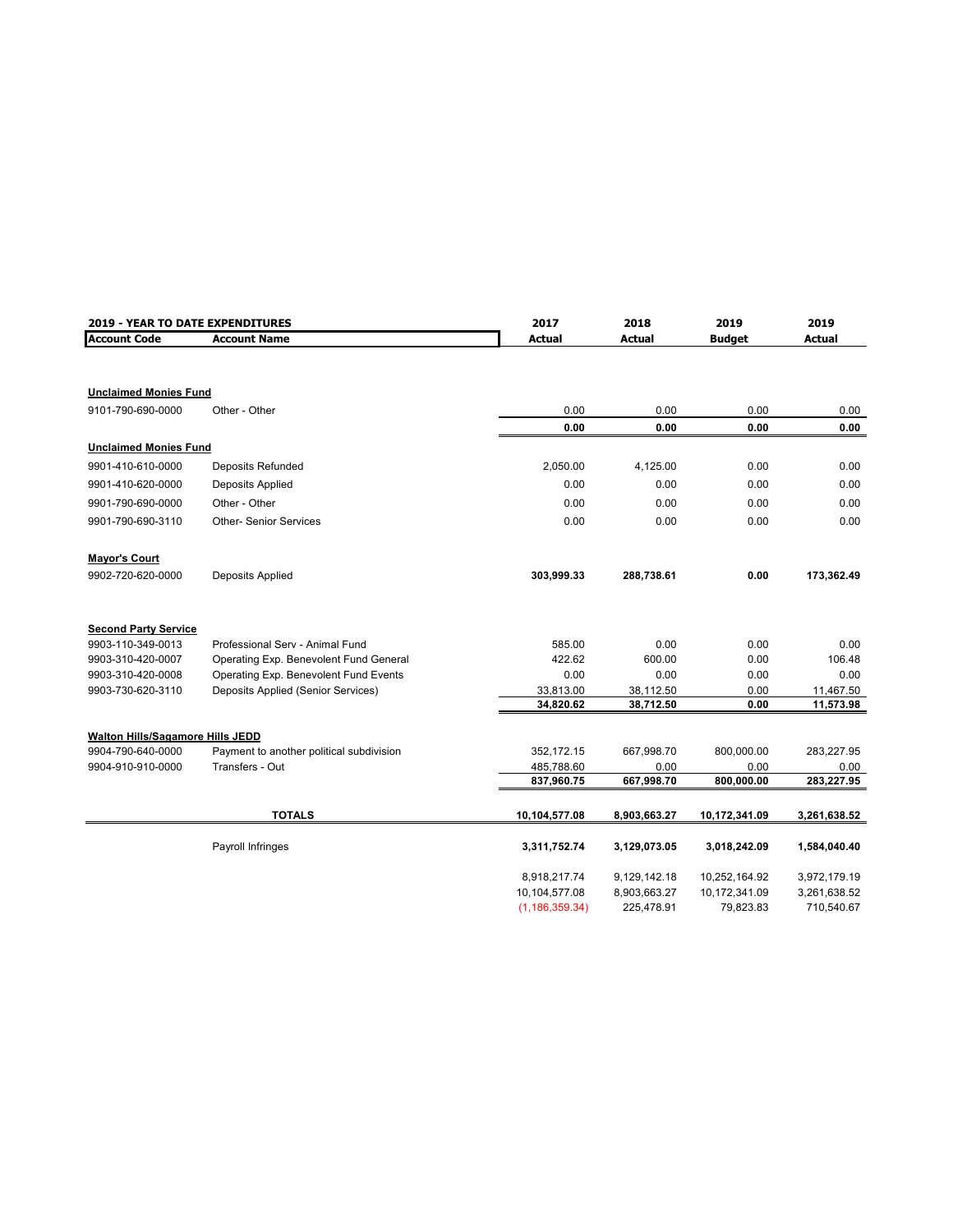| 2019 - YEAR TO DATE EXPENDITURES | | 2017 | 2018 | 2019 | 2019 |
|---|---|---|---|---|---|
| **Account Code** | **Account Name** | **Actual** | **Actual** | **Budget** | **Actual** |
| **Unclaimed Monies Fund** | | | | | |
| 9101-790-690-0000 | Other - Other | 0.00 | 0.00 | 0.00 | 0.00 |
| | | **0.00** | **0.00** | **0.00** | **0.00** |
| **Unclaimed Monies Fund** | | | | | |
| 9901-410-610-0000 | Deposits Refunded | 2,050.00 | 4,125.00 | 0.00 | 0.00 |
| 9901-410-620-0000 | Deposits Applied | 0.00 | 0.00 | 0.00 | 0.00 |
| 9901-790-690-0000 | Other - Other | 0.00 | 0.00 | 0.00 | 0.00 |
| 9901-790-690-3110 | Other- Senior Services | 0.00 | 0.00 | 0.00 | 0.00 |
| **Mayor's Court** | | | | | |
| 9902-720-620-0000 | Deposits Applied | **303,999.33** | **288,738.61** | **0.00** | **173,362.49** |
| **Second Party Service** | | | | | |
| 9903-110-349-0013 | Professional Serv - Animal Fund | 585.00 | 0.00 | 0.00 | 0.00 |
| 9903-310-420-0007 | Operating Exp. Benevolent Fund General | 422.62 | 600.00 | 0.00 | 106.48 |
| 9903-310-420-0008 | Operating Exp. Benevolent Fund Events | 0.00 | 0.00 | 0.00 | 0.00 |
| 9903-730-620-3110 | Deposits Applied (Senior Services) | 33,813.00 | 38,112.50 | 0.00 | 11,467.50 |
| | | **34,820.62** | **38,712.50** | **0.00** | **11,573.98** |
| **Walton Hills/Sagamore Hills JEDD** | | | | | |
| 9904-790-640-0000 | Payment to another political subdivision | 352,172.15 | 667,998.70 | 800,000.00 | 283,227.95 |
| 9904-910-910-0000 | Transfers - Out | 485,788.60 | 0.00 | 0.00 | 0.00 |
| | | **837,960.75** | **667,998.70** | **800,000.00** | **283,227.95** |
| | **TOTALS** | **10,104,577.08** | **8,903,663.27** | **10,172,341.09** | **3,261,638.52** |
| | Payroll Infringes | **3,311,752.74** | **3,129,073.05** | **3,018,242.09** | **1,584,040.40** |
| | | 8,918,217.74 | 9,129,142.18 | 10,252,164.92 | 3,972,179.19 |
| | | 10,104,577.08 | 8,903,663.27 | 10,172,341.09 | 3,261,638.52 |
| | | (1,186,359.34) | 225,478.91 | 79,823.83 | 710,540.67 |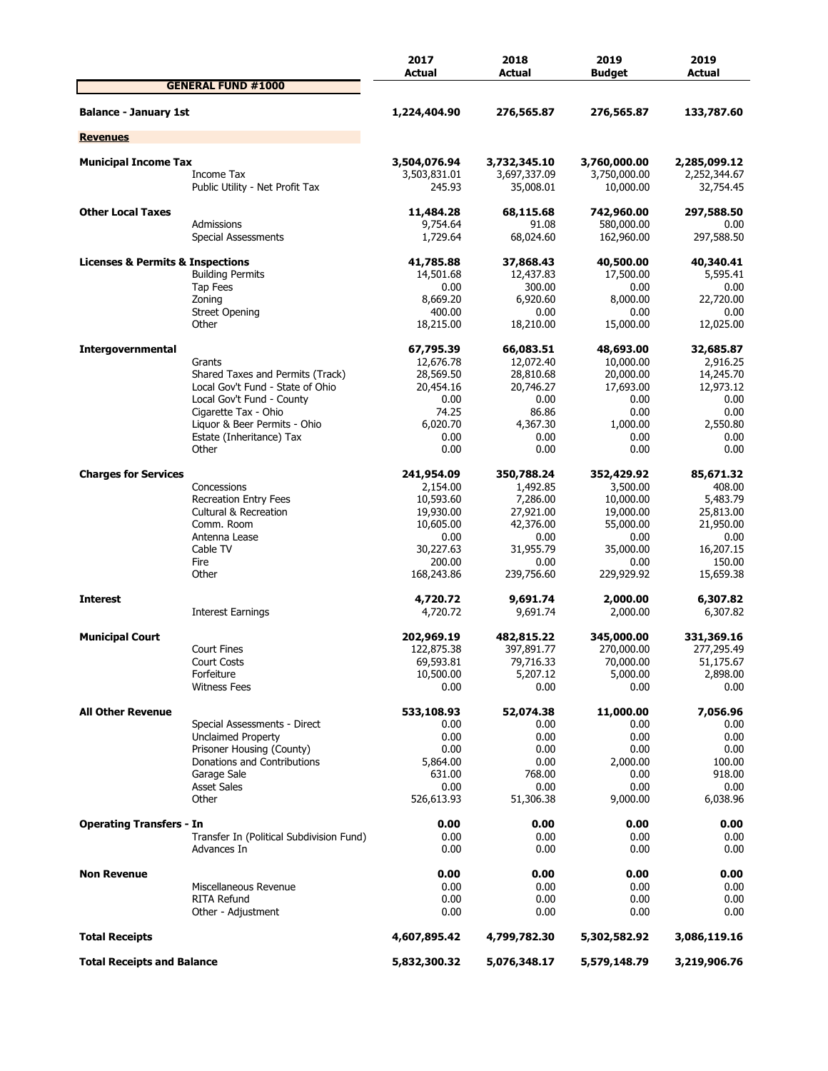| | | 2017 Actual | 2018 Actual | 2019 Budget | 2019 Actual |
|---|---|---|---|---|---|
| **GENERAL FUND #1000** | | | | | |
| **Balance - January 1st** | | **1,224,404.90** | **276,565.87** | **276,565.87** | **133,787.60** |
| **Revenues** | | | | | |
| **Municipal Income Tax** | | **3,504,076.94** | **3,732,345.10** | **3,760,000.00** | **2,285,099.12** |
| | Income Tax | 3,503,831.01 | 3,697,337.09 | 3,750,000.00 | 2,252,344.67 |
| | Public Utility - Net Profit Tax | 245.93 | 35,008.01 | 10,000.00 | 32,754.45 |
| **Other Local Taxes** | | **11,484.28** | **68,115.68** | **742,960.00** | **297,588.50** |
| | Admissions | 9,754.64 | 91.08 | 580,000.00 | 0.00 |
| | Special Assessments | 1,729.64 | 68,024.60 | 162,960.00 | 297,588.50 |
| **Licenses & Permits & Inspections** | | **41,785.88** | **37,868.43** | **40,500.00** | **40,340.41** |
| | Building Permits | 14,501.68 | 12,437.83 | 17,500.00 | 5,595.41 |
| | Tap Fees | 0.00 | 300.00 | 0.00 | 0.00 |
| | Zoning | 8,669.20 | 6,920.60 | 8,000.00 | 22,720.00 |
| | Street Opening | 400.00 | 0.00 | 0.00 | 0.00 |
| | Other | 18,215.00 | 18,210.00 | 15,000.00 | 12,025.00 |
| **Intergovernmental** | | **67,795.39** | **66,083.51** | **48,693.00** | **32,685.87** |
| | Grants | 12,676.78 | 12,072.40 | 10,000.00 | 2,916.25 |
| | Shared Taxes and Permits (Track) | 28,569.50 | 28,810.68 | 20,000.00 | 14,245.70 |
| | Local Gov't Fund - State of Ohio | 20,454.16 | 20,746.27 | 17,693.00 | 12,973.12 |
| | Local Gov't Fund - County | 0.00 | 0.00 | 0.00 | 0.00 |
| | Cigarette Tax - Ohio | 74.25 | 86.86 | 0.00 | 0.00 |
| | Liquor & Beer Permits - Ohio | 6,020.70 | 4,367.30 | 1,000.00 | 2,550.80 |
| | Estate (Inheritance) Tax | 0.00 | 0.00 | 0.00 | 0.00 |
| | Other | 0.00 | 0.00 | 0.00 | 0.00 |
| **Charges for Services** | | **241,954.09** | **350,788.24** | **352,429.92** | **85,671.32** |
| | Concessions | 2,154.00 | 1,492.85 | 3,500.00 | 408.00 |
| | Recreation Entry Fees | 10,593.60 | 7,286.00 | 10,000.00 | 5,483.79 |
| | Cultural & Recreation | 19,930.00 | 27,921.00 | 19,000.00 | 25,813.00 |
| | Comm. Room | 10,605.00 | 42,376.00 | 55,000.00 | 21,950.00 |
| | Antenna Lease | 0.00 | 0.00 | 0.00 | 0.00 |
| | Cable TV | 30,227.63 | 31,955.79 | 35,000.00 | 16,207.15 |
| | Fire | 200.00 | 0.00 | 0.00 | 150.00 |
| | Other | 168,243.86 | 239,756.60 | 229,929.92 | 15,659.38 |
| **Interest** | | **4,720.72** | **9,691.74** | **2,000.00** | **6,307.82** |
| | Interest Earnings | 4,720.72 | 9,691.74 | 2,000.00 | 6,307.82 |
| **Municipal Court** | | **202,969.19** | **482,815.22** | **345,000.00** | **331,369.16** |
| | Court Fines | 122,875.38 | 397,891.77 | 270,000.00 | 277,295.49 |
| | Court Costs | 69,593.81 | 79,716.33 | 70,000.00 | 51,175.67 |
| | Forfeiture | 10,500.00 | 5,207.12 | 5,000.00 | 2,898.00 |
| | Witness Fees | 0.00 | 0.00 | 0.00 | 0.00 |
| **All Other Revenue** | | **533,108.93** | **52,074.38** | **11,000.00** | **7,056.96** |
| | Special Assessments - Direct | 0.00 | 0.00 | 0.00 | 0.00 |
| | Unclaimed Property | 0.00 | 0.00 | 0.00 | 0.00 |
| | Prisoner Housing (County) | 0.00 | 0.00 | 0.00 | 0.00 |
| | Donations and Contributions | 5,864.00 | 0.00 | 2,000.00 | 100.00 |
| | Garage Sale | 631.00 | 768.00 | 0.00 | 918.00 |
| | Asset Sales | 0.00 | 0.00 | 0.00 | 0.00 |
| | Other | 526,613.93 | 51,306.38 | 9,000.00 | 6,038.96 |
| **Operating Transfers - In** | | **0.00** | **0.00** | **0.00** | **0.00** |
| | Transfer In (Political Subdivision Fund) | 0.00 | 0.00 | 0.00 | 0.00 |
| | Advances In | 0.00 | 0.00 | 0.00 | 0.00 |
| **Non Revenue** | | **0.00** | **0.00** | **0.00** | **0.00** |
| | Miscellaneous Revenue | 0.00 | 0.00 | 0.00 | 0.00 |
| | RITA Refund | 0.00 | 0.00 | 0.00 | 0.00 |
| | Other - Adjustment | 0.00 | 0.00 | 0.00 | 0.00 |
| **Total Receipts** | | **4,607,895.42** | **4,799,782.30** | **5,302,582.92** | **3,086,119.16** |
| **Total Receipts and Balance** | | **5,832,300.32** | **5,076,348.17** | **5,579,148.79** | **3,219,906.76** |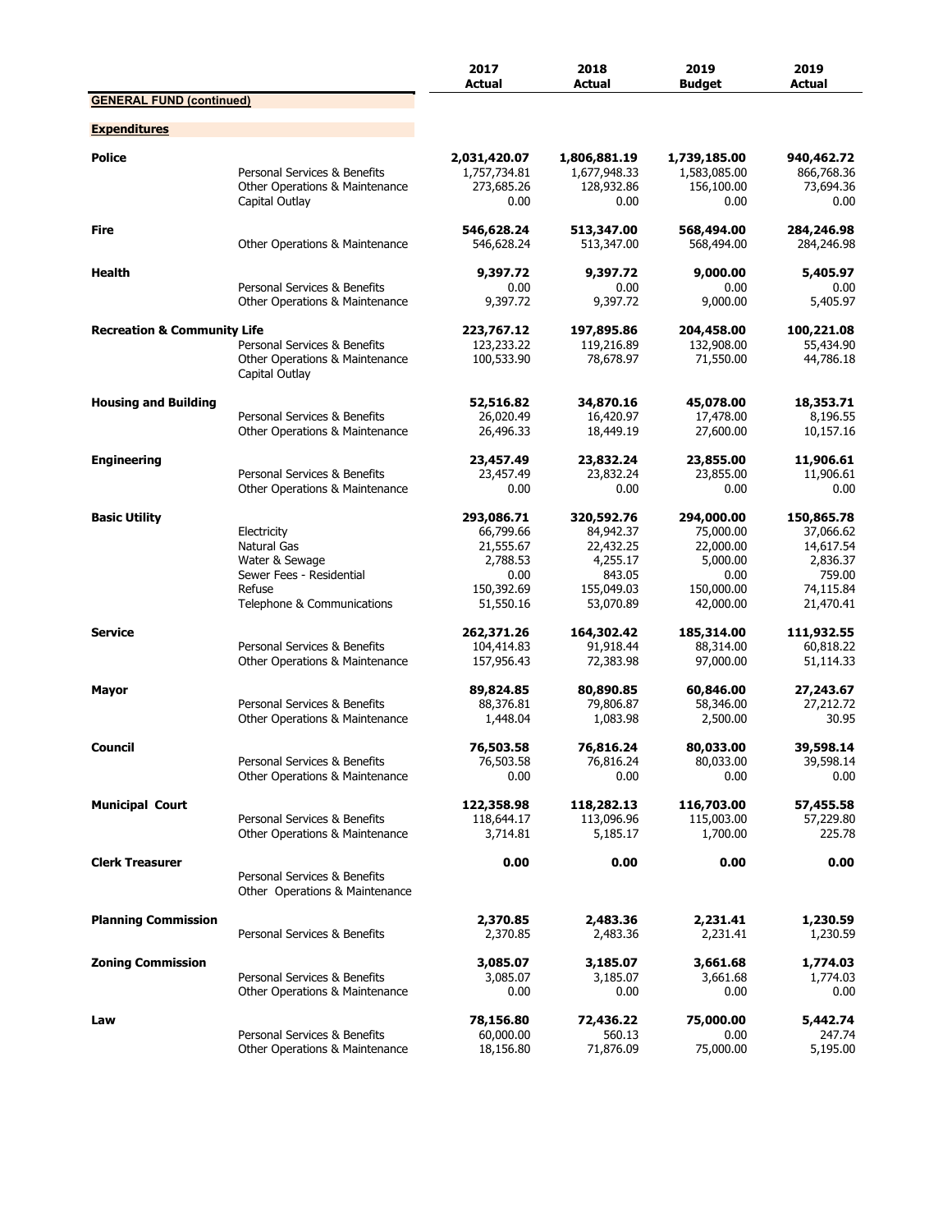| | | 2017 Actual | 2018 Actual | 2019 Budget | 2019 Actual |
|---|---|---|---|---|---|
| **GENERAL FUND (continued)** | | | | | |
| **Expenditures** | | | | | |
| **Police** | | **2,031,420.07** | **1,806,881.19** | **1,739,185.00** | **940,462.72** |
| | Personal Services & Benefits | 1,757,734.81 | 1,677,948.33 | 1,583,085.00 | 866,768.36 |
| | Other Operations & Maintenance | 273,685.26 | 128,932.86 | 156,100.00 | 73,694.36 |
| | Capital Outlay | 0.00 | 0.00 | 0.00 | 0.00 |
| **Fire** | | **546,628.24** | **513,347.00** | **568,494.00** | **284,246.98** |
| | Other Operations & Maintenance | 546,628.24 | 513,347.00 | 568,494.00 | 284,246.98 |
| **Health** | | **9,397.72** | **9,397.72** | **9,000.00** | **5,405.97** |
| | Personal Services & Benefits | 0.00 | 0.00 | 0.00 | 0.00 |
| | Other Operations & Maintenance | 9,397.72 | 9,397.72 | 9,000.00 | 5,405.97 |
| **Recreation & Community Life** | | **223,767.12** | **197,895.86** | **204,458.00** | **100,221.08** |
| | Personal Services & Benefits | 123,233.22 | 119,216.89 | 132,908.00 | 55,434.90 |
| | Other Operations & Maintenance | 100,533.90 | 78,678.97 | 71,550.00 | 44,786.18 |
| | Capital Outlay | | | | |
| **Housing and Building** | | **52,516.82** | **34,870.16** | **45,078.00** | **18,353.71** |
| | Personal Services & Benefits | 26,020.49 | 16,420.97 | 17,478.00 | 8,196.55 |
| | Other Operations & Maintenance | 26,496.33 | 18,449.19 | 27,600.00 | 10,157.16 |
| **Engineering** | | **23,457.49** | **23,832.24** | **23,855.00** | **11,906.61** |
| | Personal Services & Benefits | 23,457.49 | 23,832.24 | 23,855.00 | 11,906.61 |
| | Other Operations & Maintenance | 0.00 | 0.00 | 0.00 | 0.00 |
| **Basic Utility** | | **293,086.71** | **320,592.76** | **294,000.00** | **150,865.78** |
| | Electricity | 66,799.66 | 84,942.37 | 75,000.00 | 37,066.62 |
| | Natural Gas | 21,555.67 | 22,432.25 | 22,000.00 | 14,617.54 |
| | Water & Sewage | 2,788.53 | 4,255.17 | 5,000.00 | 2,836.37 |
| | Sewer Fees - Residential | 0.00 | 843.05 | 0.00 | 759.00 |
| | Refuse | 150,392.69 | 155,049.03 | 150,000.00 | 74,115.84 |
| | Telephone & Communications | 51,550.16 | 53,070.89 | 42,000.00 | 21,470.41 |
| **Service** | | **262,371.26** | **164,302.42** | **185,314.00** | **111,932.55** |
| | Personal Services & Benefits | 104,414.83 | 91,918.44 | 88,314.00 | 60,818.22 |
| | Other Operations & Maintenance | 157,956.43 | 72,383.98 | 97,000.00 | 51,114.33 |
| **Mayor** | | **89,824.85** | **80,890.85** | **60,846.00** | **27,243.67** |
| | Personal Services & Benefits | 88,376.81 | 79,806.87 | 58,346.00 | 27,212.72 |
| | Other Operations & Maintenance | 1,448.04 | 1,083.98 | 2,500.00 | 30.95 |
| **Council** | | **76,503.58** | **76,816.24** | **80,033.00** | **39,598.14** |
| | Personal Services & Benefits | 76,503.58 | 76,816.24 | 80,033.00 | 39,598.14 |
| | Other Operations & Maintenance | 0.00 | 0.00 | 0.00 | 0.00 |
| **Municipal Court** | | **122,358.98** | **118,282.13** | **116,703.00** | **57,455.58** |
| | Personal Services & Benefits | 118,644.17 | 113,096.96 | 115,003.00 | 57,229.80 |
| | Other Operations & Maintenance | 3,714.81 | 5,185.17 | 1,700.00 | 225.78 |
| **Clerk Treasurer** | | **0.00** | **0.00** | **0.00** | **0.00** |
| | Personal Services & Benefits | | | | |
| | Other Operations & Maintenance | | | | |
| **Planning Commission** | | **2,370.85** | **2,483.36** | **2,231.41** | **1,230.59** |
| | Personal Services & Benefits | 2,370.85 | 2,483.36 | 2,231.41 | 1,230.59 |
| **Zoning Commission** | | **3,085.07** | **3,185.07** | **3,661.68** | **1,774.03** |
| | Personal Services & Benefits | 3,085.07 | 3,185.07 | 3,661.68 | 1,774.03 |
| | Other Operations & Maintenance | 0.00 | 0.00 | 0.00 | 0.00 |
| **Law** | | **78,156.80** | **72,436.22** | **75,000.00** | **5,442.74** |
| | Personal Services & Benefits | 60,000.00 | 560.13 | 0.00 | 247.74 |
| | Other Operations & Maintenance | 18,156.80 | 71,876.09 | 75,000.00 | 5,195.00 |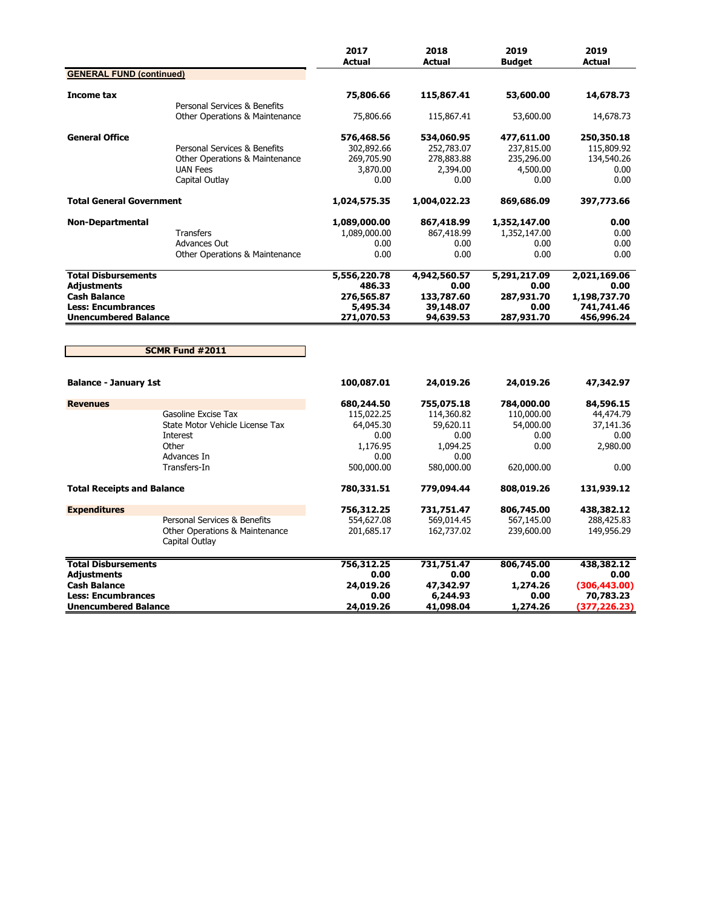| | | 2017 Actual | 2018 Actual | 2019 Budget | 2019 Actual |
|---|---|---|---|---|---|
| **GENERAL FUND (continued)** | | | | | |
| **Income tax** | | **75,806.66** | **115,867.41** | **53,600.00** | **14,678.73** |
| | Personal Services & Benefits | | | | |
| | Other Operations & Maintenance | 75,806.66 | 115,867.41 | 53,600.00 | 14,678.73 |
| **General Office** | | **576,468.56** | **534,060.95** | **477,611.00** | **250,350.18** |
| | Personal Services & Benefits | 302,892.66 | 252,783.07 | 237,815.00 | 115,809.92 |
| | Other Operations & Maintenance | 269,705.90 | 278,883.88 | 235,296.00 | 134,540.26 |
| | UAN Fees | 3,870.00 | 2,394.00 | 4,500.00 | 0.00 |
| | Capital Outlay | 0.00 | 0.00 | 0.00 | 0.00 |
| **Total General Government** | | **1,024,575.35** | **1,004,022.23** | **869,686.09** | **397,773.66** |
| **Non-Departmental** | | **1,089,000.00** | **867,418.99** | **1,352,147.00** | **0.00** |
| | Transfers | 1,089,000.00 | 867,418.99 | 1,352,147.00 | 0.00 |
| | Advances Out | 0.00 | 0.00 | 0.00 | 0.00 |
| | Other Operations & Maintenance | 0.00 | 0.00 | 0.00 | 0.00 |
| **Total Disbursements** | | **5,556,220.78** | **4,942,560.57** | **5,291,217.09** | **2,021,169.06** |
| **Adjustments** | | **486.33** | **0.00** | **0.00** | **0.00** |
| **Cash Balance** | | **276,565.87** | **133,787.60** | **287,931.70** | **1,198,737.70** |
| **Less: Encumbrances** | | **5,495.34** | **39,148.07** | **0.00** | **741,741.46** |
| **Unencumbered Balance** | | **271,070.53** | **94,639.53** | **287,931.70** | **456,996.24** |

| **SCMR Fund #2011** | | 2017 Actual | 2018 Actual | 2019 Budget | 2019 Actual |
|---|---|---|---|---|---|
| **Balance - January 1st** | | **100,087.01** | **24,019.26** | **24,019.26** | **47,342.97** |
| **Revenues** | | **680,244.50** | **755,075.18** | **784,000.00** | **84,596.15** |
| | Gasoline Excise Tax | 115,022.25 | 114,360.82 | 110,000.00 | 44,474.79 |
| | State Motor Vehicle License Tax | 64,045.30 | 59,620.11 | 54,000.00 | 37,141.36 |
| | Interest | 0.00 | 0.00 | 0.00 | 0.00 |
| | Other | 1,176.95 | 1,094.25 | 0.00 | 2,980.00 |
| | Advances In | 0.00 | 0.00 | | |
| | Transfers-In | 500,000.00 | 580,000.00 | 620,000.00 | 0.00 |
| **Total Receipts and Balance** | | **780,331.51** | **779,094.44** | **808,019.26** | **131,939.12** |
| **Expenditures** | | **756,312.25** | **731,751.47** | **806,745.00** | **438,382.12** |
| | Personal Services & Benefits | 554,627.08 | 569,014.45 | 567,145.00 | 288,425.83 |
| | Other Operations & Maintenance | 201,685.17 | 162,737.02 | 239,600.00 | 149,956.29 |
| | Capital Outlay | | | | |
| **Total Disbursements** | | **756,312.25** | **731,751.47** | **806,745.00** | **438,382.12** |
| **Adjustments** | | **0.00** | **0.00** | **0.00** | **0.00** |
| **Cash Balance** | | **24,019.26** | **47,342.97** | **1,274.26** | **(306,443.00)** |
| **Less: Encumbrances** | | **0.00** | **6,244.93** | **0.00** | **70,783.23** |
| **Unencumbered Balance** | | **24,019.26** | **41,098.04** | **1,274.26** | **(377,226.23)** |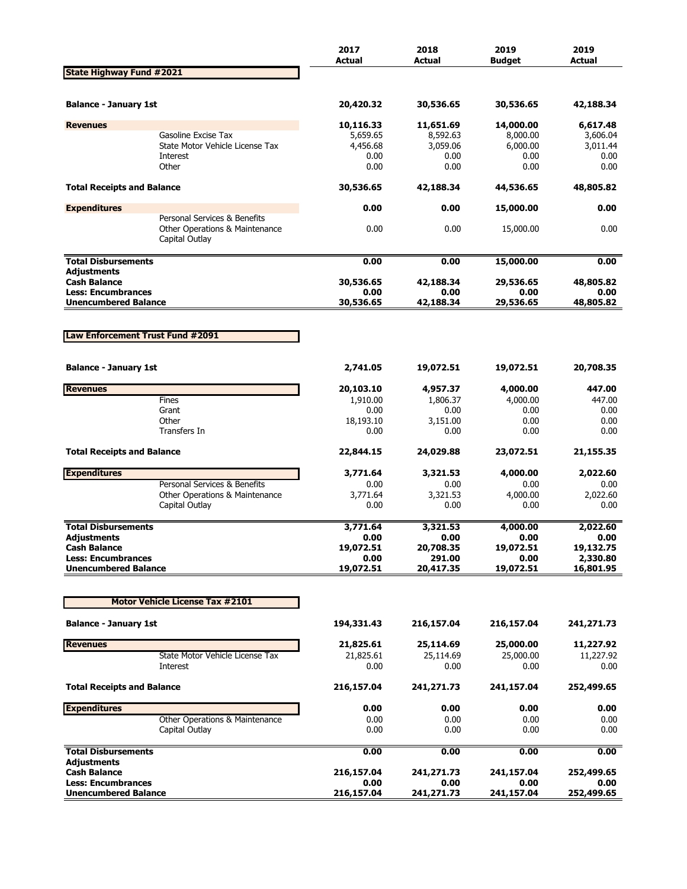| | 2017 Actual | 2018 Actual | 2019 Budget | 2019 Actual |
|---|---|---|---|---|
| **State Highway Fund #2021** | | | | |
| **Balance - January 1st** | **20,420.32** | **30,536.65** | **30,536.65** | **42,188.34** |
| **Revenues** | **10,116.33** | **11,651.69** | **14,000.00** | **6,617.48** |
| Gasoline Excise Tax | 5,659.65 | 8,592.63 | 8,000.00 | 3,606.04 |
| State Motor Vehicle License Tax | 4,456.68 | 3,059.06 | 6,000.00 | 3,011.44 |
| Interest | 0.00 | 0.00 | 0.00 | 0.00 |
| Other | 0.00 | 0.00 | 0.00 | 0.00 |
| **Total Receipts and Balance** | **30,536.65** | **42,188.34** | **44,536.65** | **48,805.82** |
| **Expenditures** | **0.00** | **0.00** | **15,000.00** | **0.00** |
| Personal Services & Benefits | | | | |
| Other Operations & Maintenance | 0.00 | 0.00 | 15,000.00 | 0.00 |
| Capital Outlay | | | | |
| **Total Disbursements** | **0.00** | **0.00** | **15,000.00** | **0.00** |
| **Adjustments** | | | | |
| **Cash Balance** | **30,536.65** | **42,188.34** | **29,536.65** | **48,805.82** |
| **Less: Encumbrances** | **0.00** | **0.00** | **0.00** | **0.00** |
| **Unencumbered Balance** | **30,536.65** | **42,188.34** | **29,536.65** | **48,805.82** |

| | 2017 Actual | 2018 Actual | 2019 Budget | 2019 Actual |
|---|---|---|---|---|
| **Law Enforcement Trust Fund #2091** | | | | |
| **Balance - January 1st** | **2,741.05** | **19,072.51** | **19,072.51** | **20,708.35** |
| **Revenues** | **20,103.10** | **4,957.37** | **4,000.00** | **447.00** |
| Fines | 1,910.00 | 1,806.37 | 4,000.00 | 447.00 |
| Grant | 0.00 | 0.00 | 0.00 | 0.00 |
| Other | 18,193.10 | 3,151.00 | 0.00 | 0.00 |
| Transfers In | 0.00 | 0.00 | 0.00 | 0.00 |
| **Total Receipts and Balance** | **22,844.15** | **24,029.88** | **23,072.51** | **21,155.35** |
| **Expenditures** | **3,771.64** | **3,321.53** | **4,000.00** | **2,022.60** |
| Personal Services & Benefits | 0.00 | 0.00 | 0.00 | 0.00 |
| Other Operations & Maintenance | 3,771.64 | 3,321.53 | 4,000.00 | 2,022.60 |
| Capital Outlay | 0.00 | 0.00 | 0.00 | 0.00 |
| **Total Disbursements** | **3,771.64** | **3,321.53** | **4,000.00** | **2,022.60** |
| **Adjustments** | **0.00** | **0.00** | **0.00** | **0.00** |
| **Cash Balance** | **19,072.51** | **20,708.35** | **19,072.51** | **19,132.75** |
| **Less: Encumbrances** | **0.00** | **291.00** | **0.00** | **2,330.80** |
| **Unencumbered Balance** | **19,072.51** | **20,417.35** | **19,072.51** | **16,801.95** |

| | 2017 Actual | 2018 Actual | 2019 Budget | 2019 Actual |
|---|---|---|---|---|
| **Motor Vehicle License Tax #2101** | | | | |
| **Balance - January 1st** | **194,331.43** | **216,157.04** | **216,157.04** | **241,271.73** |
| **Revenues** | **21,825.61** | **25,114.69** | **25,000.00** | **11,227.92** |
| State Motor Vehicle License Tax | 21,825.61 | 25,114.69 | 25,000.00 | 11,227.92 |
| Interest | 0.00 | 0.00 | 0.00 | 0.00 |
| **Total Receipts and Balance** | **216,157.04** | **241,271.73** | **241,157.04** | **252,499.65** |
| **Expenditures** | **0.00** | **0.00** | **0.00** | **0.00** |
| Other Operations & Maintenance | 0.00 | 0.00 | 0.00 | 0.00 |
| Capital Outlay | 0.00 | 0.00 | 0.00 | 0.00 |
| **Total Disbursements** | **0.00** | **0.00** | **0.00** | **0.00** |
| **Adjustments** | | | | |
| **Cash Balance** | **216,157.04** | **241,271.73** | **241,157.04** | **252,499.65** |
| **Less: Encumbrances** | **0.00** | **0.00** | **0.00** | **0.00** |
| **Unencumbered Balance** | **216,157.04** | **241,271.73** | **241,157.04** | **252,499.65** |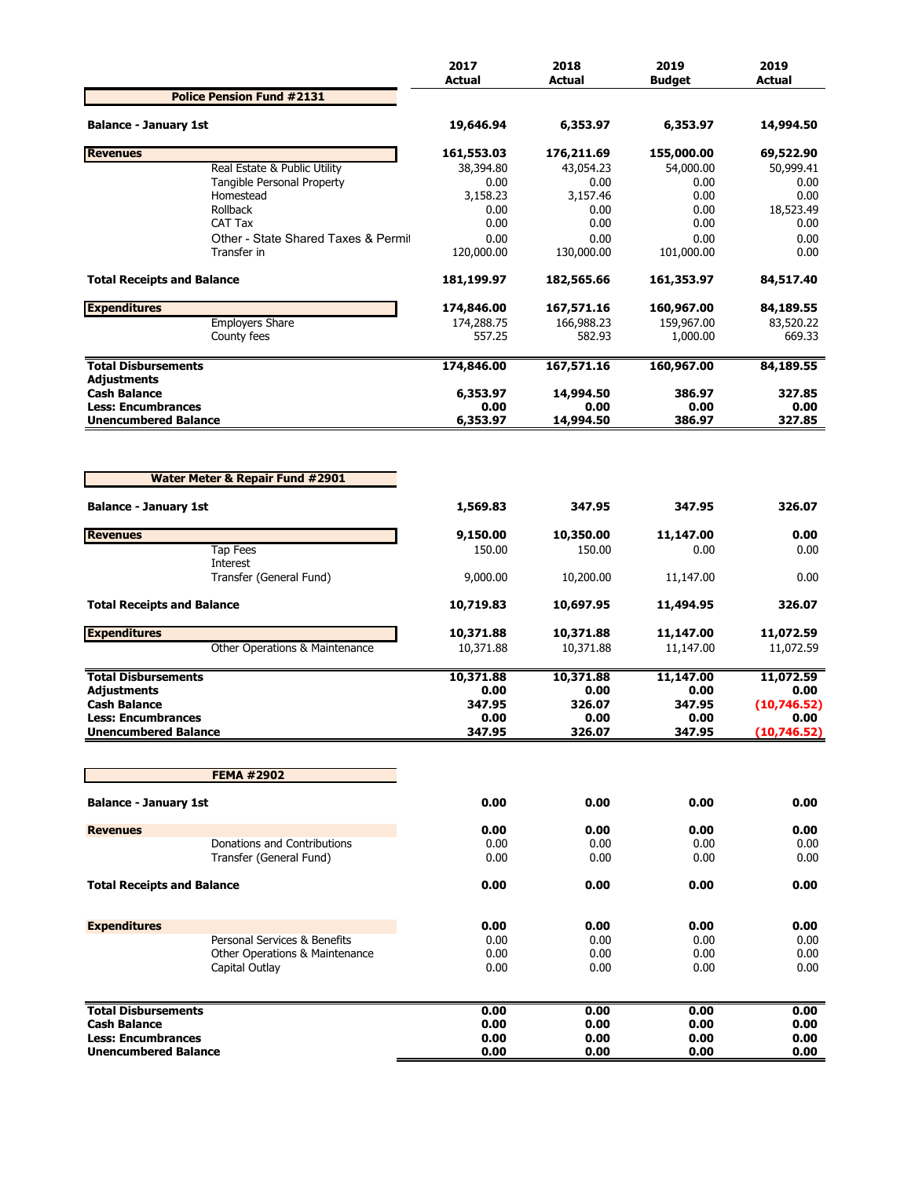| | 2017 Actual | 2018 Actual | 2019 Budget | 2019 Actual |
|---|---|---|---|---|
| **Police Pension Fund #2131** | | | | |
| **Balance - January 1st** | **19,646.94** | **6,353.97** | **6,353.97** | **14,994.50** |
| **Revenues** | **161,553.03** | **176,211.69** | **155,000.00** | **69,522.90** |
| Real Estate & Public Utility | 38,394.80 | 43,054.23 | 54,000.00 | 50,999.41 |
| Tangible Personal Property | 0.00 | 0.00 | 0.00 | 0.00 |
| Homestead | 3,158.23 | 3,157.46 | 0.00 | 0.00 |
| Rollback | 0.00 | 0.00 | 0.00 | 18,523.49 |
| CAT Tax | 0.00 | 0.00 | 0.00 | 0.00 |
| Other - State Shared Taxes & Permit | 0.00 | 0.00 | 0.00 | 0.00 |
| Transfer in | 120,000.00 | 130,000.00 | 101,000.00 | 0.00 |
| **Total Receipts and Balance** | **181,199.97** | **182,565.66** | **161,353.97** | **84,517.40** |
| **Expenditures** | **174,846.00** | **167,571.16** | **160,967.00** | **84,189.55** |
| Employers Share | 174,288.75 | 166,988.23 | 159,967.00 | 83,520.22 |
| County fees | 557.25 | 582.93 | 1,000.00 | 669.33 |
| **Total Disbursements** | **174,846.00** | **167,571.16** | **160,967.00** | **84,189.55** |
| **Adjustments** | | | | |
| **Cash Balance** | **6,353.97** | **14,994.50** | **386.97** | **327.85** |
| **Less: Encumbrances** | **0.00** | **0.00** | **0.00** | **0.00** |
| **Unencumbered Balance** | **6,353.97** | **14,994.50** | **386.97** | **327.85** |

| | 2017 Actual | 2018 Actual | 2019 Budget | 2019 Actual |
|---|---|---|---|---|
| **Water Meter & Repair Fund #2901** | | | | |
| **Balance - January 1st** | **1,569.83** | **347.95** | **347.95** | **326.07** |
| **Revenues** | **9,150.00** | **10,350.00** | **11,147.00** | **0.00** |
| Tap Fees | 150.00 | 150.00 | 0.00 | 0.00 |
| Interest | | | | |
| Transfer (General Fund) | 9,000.00 | 10,200.00 | 11,147.00 | 0.00 |
| **Total Receipts and Balance** | **10,719.83** | **10,697.95** | **11,494.95** | **326.07** |
| **Expenditures** | **10,371.88** | **10,371.88** | **11,147.00** | **11,072.59** |
| Other Operations & Maintenance | 10,371.88 | 10,371.88 | 11,147.00 | 11,072.59 |
| **Total Disbursements** | **10,371.88** | **10,371.88** | **11,147.00** | **11,072.59** |
| **Adjustments** | **0.00** | **0.00** | **0.00** | **0.00** |
| **Cash Balance** | **347.95** | **326.07** | **347.95** | **(10,746.52)** |
| **Less: Encumbrances** | **0.00** | **0.00** | **0.00** | **0.00** |
| **Unencumbered Balance** | **347.95** | **326.07** | **347.95** | **(10,746.52)** |

| | 2017 Actual | 2018 Actual | 2019 Budget | 2019 Actual |
|---|---|---|---|---|
| **FEMA #2902** | | | | |
| **Balance - January 1st** | **0.00** | **0.00** | **0.00** | **0.00** |
| **Revenues** | **0.00** | **0.00** | **0.00** | **0.00** |
| Donations and Contributions | 0.00 | 0.00 | 0.00 | 0.00 |
| Transfer (General Fund) | 0.00 | 0.00 | 0.00 | 0.00 |
| **Total Receipts and Balance** | **0.00** | **0.00** | **0.00** | **0.00** |
| **Expenditures** | **0.00** | **0.00** | **0.00** | **0.00** |
| Personal Services & Benefits | 0.00 | 0.00 | 0.00 | 0.00 |
| Other Operations & Maintenance | 0.00 | 0.00 | 0.00 | 0.00 |
| Capital Outlay | 0.00 | 0.00 | 0.00 | 0.00 |
| **Total Disbursements** | **0.00** | **0.00** | **0.00** | **0.00** |
| **Cash Balance** | **0.00** | **0.00** | **0.00** | **0.00** |
| **Less: Encumbrances** | **0.00** | **0.00** | **0.00** | **0.00** |
| **Unencumbered Balance** | **0.00** | **0.00** | **0.00** | **0.00** |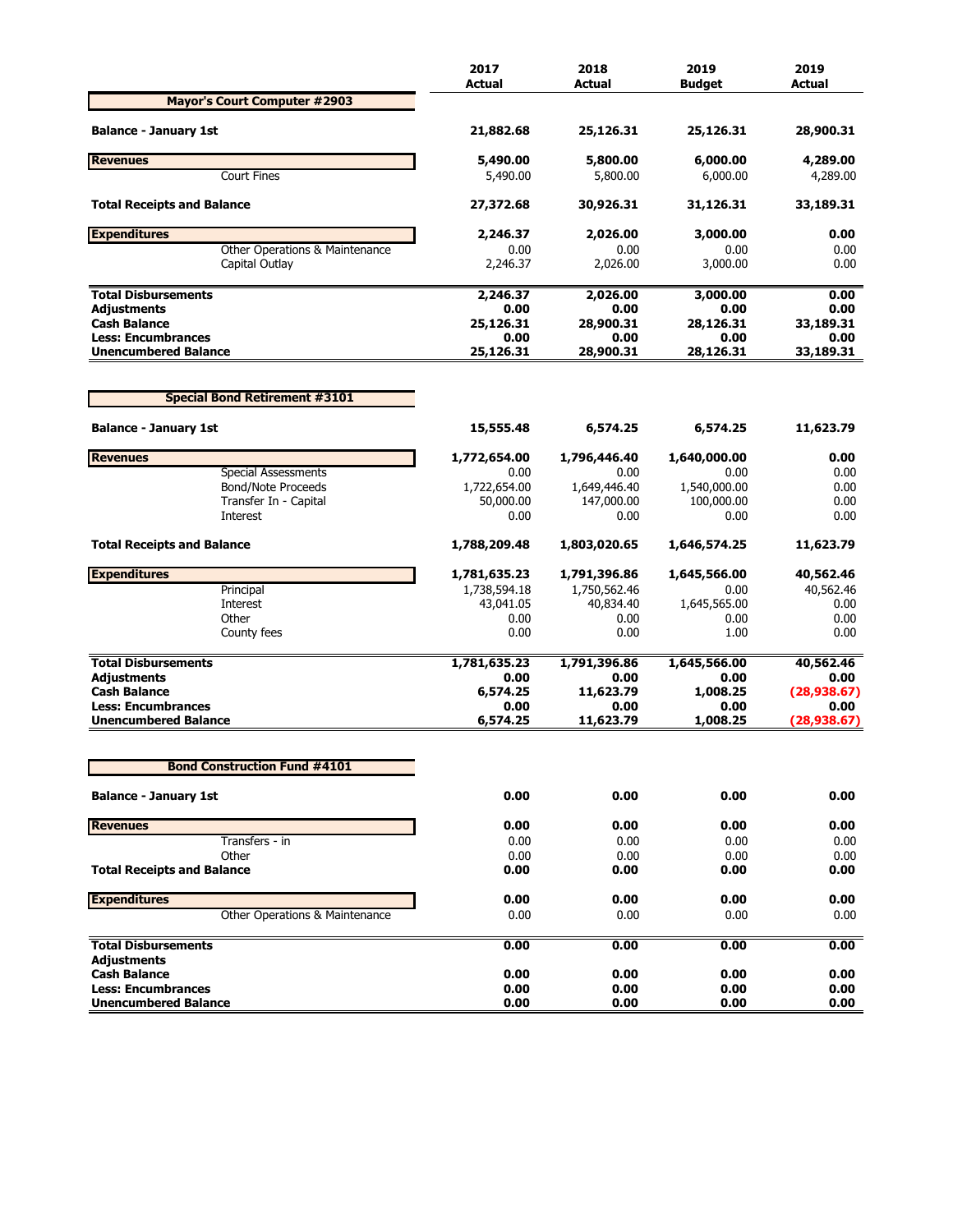| | 2017 Actual | 2018 Actual | 2019 Budget | 2019 Actual |
|---|---|---|---|---|
| **Mayor's Court Computer #2903** | | | | |
| **Balance - January 1st** | **21,882.68** | **25,126.31** | **25,126.31** | **28,900.31** |
| **Revenues** | **5,490.00** | **5,800.00** | **6,000.00** | **4,289.00** |
| Court Fines | 5,490.00 | 5,800.00 | 6,000.00 | 4,289.00 |
| **Total Receipts and Balance** | **27,372.68** | **30,926.31** | **31,126.31** | **33,189.31** |
| **Expenditures** | **2,246.37** | **2,026.00** | **3,000.00** | **0.00** |
| Other Operations & Maintenance | 0.00 | 0.00 | 0.00 | 0.00 |
| Capital Outlay | 2,246.37 | 2,026.00 | 3,000.00 | 0.00 |
| **Total Disbursements** | **2,246.37** | **2,026.00** | **3,000.00** | **0.00** |
| **Adjustments** | **0.00** | **0.00** | **0.00** | **0.00** |
| **Cash Balance** | **25,126.31** | **28,900.31** | **28,126.31** | **33,189.31** |
| **Less: Encumbrances** | **0.00** | **0.00** | **0.00** | **0.00** |
| **Unencumbered Balance** | **25,126.31** | **28,900.31** | **28,126.31** | **33,189.31** |

| | 2017 Actual | 2018 Actual | 2019 Budget | 2019 Actual |
|---|---|---|---|---|
| **Special Bond Retirement #3101** | | | | |
| **Balance - January 1st** | **15,555.48** | **6,574.25** | **6,574.25** | **11,623.79** |
| **Revenues** | **1,772,654.00** | **1,796,446.40** | **1,640,000.00** | **0.00** |
| Special Assessments | 0.00 | 0.00 | 0.00 | 0.00 |
| Bond/Note Proceeds | 1,722,654.00 | 1,649,446.40 | 1,540,000.00 | 0.00 |
| Transfer In - Capital | 50,000.00 | 147,000.00 | 100,000.00 | 0.00 |
| Interest | 0.00 | 0.00 | 0.00 | 0.00 |
| **Total Receipts and Balance** | **1,788,209.48** | **1,803,020.65** | **1,646,574.25** | **11,623.79** |
| **Expenditures** | **1,781,635.23** | **1,791,396.86** | **1,645,566.00** | **40,562.46** |
| Principal | 1,738,594.18 | 1,750,562.46 | 0.00 | 40,562.46 |
| Interest | 43,041.05 | 40,834.40 | 1,645,565.00 | 0.00 |
| Other | 0.00 | 0.00 | 0.00 | 0.00 |
| County fees | 0.00 | 0.00 | 1.00 | 0.00 |
| **Total Disbursements** | **1,781,635.23** | **1,791,396.86** | **1,645,566.00** | **40,562.46** |
| **Adjustments** | **0.00** | **0.00** | **0.00** | **0.00** |
| **Cash Balance** | **6,574.25** | **11,623.79** | **1,008.25** | **(28,938.67)** |
| **Less: Encumbrances** | **0.00** | **0.00** | **0.00** | **0.00** |
| **Unencumbered Balance** | **6,574.25** | **11,623.79** | **1,008.25** | **(28,938.67)** |

| | 2017 Actual | 2018 Actual | 2019 Budget | 2019 Actual |
|---|---|---|---|---|
| **Bond Construction Fund #4101** | | | | |
| **Balance - January 1st** | **0.00** | **0.00** | **0.00** | **0.00** |
| **Revenues** | **0.00** | **0.00** | **0.00** | **0.00** |
| Transfers - in | 0.00 | 0.00 | 0.00 | 0.00 |
| Other | 0.00 | 0.00 | 0.00 | 0.00 |
| **Total Receipts and Balance** | **0.00** | **0.00** | **0.00** | **0.00** |
| **Expenditures** | **0.00** | **0.00** | **0.00** | **0.00** |
| Other Operations & Maintenance | 0.00 | 0.00 | 0.00 | 0.00 |
| **Total Disbursements** | **0.00** | **0.00** | **0.00** | **0.00** |
| **Adjustments** | | | | |
| **Cash Balance** | **0.00** | **0.00** | **0.00** | **0.00** |
| **Less: Encumbrances** | **0.00** | **0.00** | **0.00** | **0.00** |
| **Unencumbered Balance** | **0.00** | **0.00** | **0.00** | **0.00** |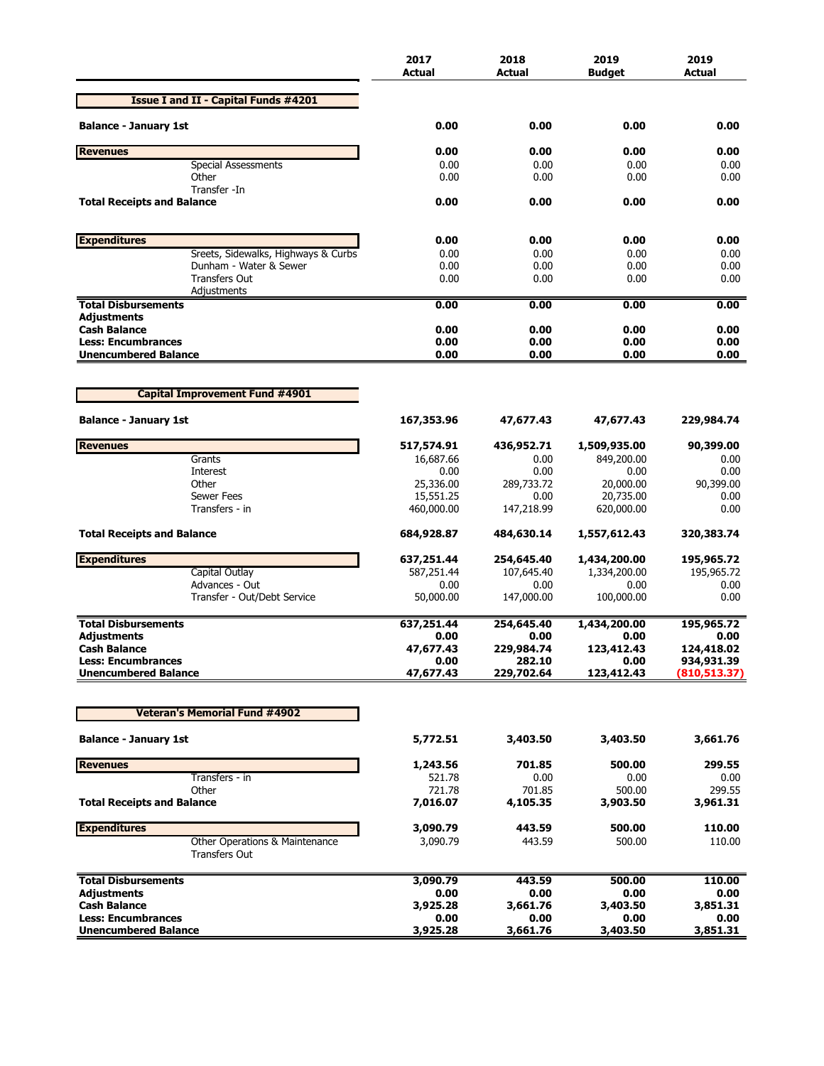| | 2017 Actual | 2018 Actual | 2019 Budget | 2019 Actual |
|---|---|---|---|---|
| **Issue I and II - Capital Funds #4201** | | | | |
| **Balance - January 1st** | **0.00** | **0.00** | **0.00** | **0.00** |
| **Revenues** | **0.00** | **0.00** | **0.00** | **0.00** |
| Special Assessments | 0.00 | 0.00 | 0.00 | 0.00 |
| Other | 0.00 | 0.00 | 0.00 | 0.00 |
| Transfer -In | | | | |
| **Total Receipts and Balance** | **0.00** | **0.00** | **0.00** | **0.00** |
| **Expenditures** | **0.00** | **0.00** | **0.00** | **0.00** |
| Sreets, Sidewalks, Highways & Curbs | 0.00 | 0.00 | 0.00 | 0.00 |
| Dunham - Water & Sewer | 0.00 | 0.00 | 0.00 | 0.00 |
| Transfers Out | 0.00 | 0.00 | 0.00 | 0.00 |
| Adjustments | | | | |
| **Total Disbursements** | **0.00** | **0.00** | **0.00** | **0.00** |
| **Adjustments** | | | | |
| **Cash Balance** | **0.00** | **0.00** | **0.00** | **0.00** |
| **Less: Encumbrances** | **0.00** | **0.00** | **0.00** | **0.00** |
| **Unencumbered Balance** | **0.00** | **0.00** | **0.00** | **0.00** |

| | 2017 Actual | 2018 Actual | 2019 Budget | 2019 Actual |
|---|---|---|---|---|
| **Capital Improvement Fund #4901** | | | | |
| **Balance - January 1st** | **167,353.96** | **47,677.43** | **47,677.43** | **229,984.74** |
| **Revenues** | **517,574.91** | **436,952.71** | **1,509,935.00** | **90,399.00** |
| Grants | 16,687.66 | 0.00 | 849,200.00 | 0.00 |
| Interest | 0.00 | 0.00 | 0.00 | 0.00 |
| Other | 25,336.00 | 289,733.72 | 20,000.00 | 90,399.00 |
| Sewer Fees | 15,551.25 | 0.00 | 20,735.00 | 0.00 |
| Transfers - in | 460,000.00 | 147,218.99 | 620,000.00 | 0.00 |
| **Total Receipts and Balance** | **684,928.87** | **484,630.14** | **1,557,612.43** | **320,383.74** |
| **Expenditures** | **637,251.44** | **254,645.40** | **1,434,200.00** | **195,965.72** |
| Capital Outlay | 587,251.44 | 107,645.40 | 1,334,200.00 | 195,965.72 |
| Advances - Out | 0.00 | 0.00 | 0.00 | 0.00 |
| Transfer - Out/Debt Service | 50,000.00 | 147,000.00 | 100,000.00 | 0.00 |
| **Total Disbursements** | **637,251.44** | **254,645.40** | **1,434,200.00** | **195,965.72** |
| **Adjustments** | **0.00** | **0.00** | **0.00** | **0.00** |
| **Cash Balance** | **47,677.43** | **229,984.74** | **123,412.43** | **124,418.02** |
| **Less: Encumbrances** | **0.00** | **282.10** | **0.00** | **934,931.39** |
| **Unencumbered Balance** | **47,677.43** | **229,702.64** | **123,412.43** | **(810,513.37)** |

| | 2017 Actual | 2018 Actual | 2019 Budget | 2019 Actual |
|---|---|---|---|---|
| **Veteran's Memorial Fund #4902** | | | | |
| **Balance - January 1st** | **5,772.51** | **3,403.50** | **3,403.50** | **3,661.76** |
| **Revenues** | **1,243.56** | **701.85** | **500.00** | **299.55** |
| Transfers - in | 521.78 | 0.00 | 0.00 | 0.00 |
| Other | 721.78 | 701.85 | 500.00 | 299.55 |
| **Total Receipts and Balance** | **7,016.07** | **4,105.35** | **3,903.50** | **3,961.31** |
| **Expenditures** | **3,090.79** | **443.59** | **500.00** | **110.00** |
| Other Operations & Maintenance | 3,090.79 | 443.59 | 500.00 | 110.00 |
| Transfers Out | | | | |
| **Total Disbursements** | **3,090.79** | **443.59** | **500.00** | **110.00** |
| **Adjustments** | **0.00** | **0.00** | **0.00** | **0.00** |
| **Cash Balance** | **3,925.28** | **3,661.76** | **3,403.50** | **3,851.31** |
| **Less: Encumbrances** | **0.00** | **0.00** | **0.00** | **0.00** |
| **Unencumbered Balance** | **3,925.28** | **3,661.76** | **3,403.50** | **3,851.31** |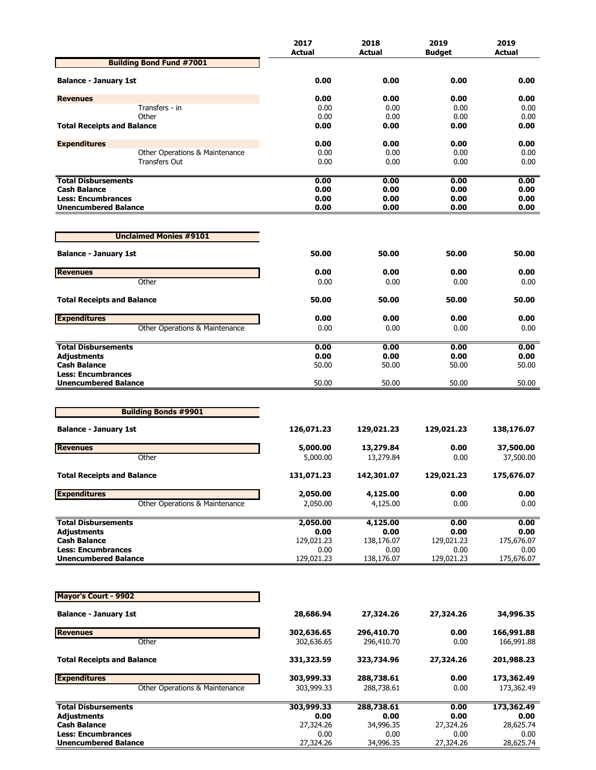| | 2017 Actual | 2018 Actual | 2019 Budget | 2019 Actual |
|---|---|---|---|---|
| **Building Bond Fund #7001** | | | | |
| **Balance - January 1st** | **0.00** | **0.00** | **0.00** | **0.00** |
| **Revenues** | **0.00** | **0.00** | **0.00** | **0.00** |
| Transfers - in | 0.00 | 0.00 | 0.00 | 0.00 |
| Other | 0.00 | 0.00 | 0.00 | 0.00 |
| **Total Receipts and Balance** | **0.00** | **0.00** | **0.00** | **0.00** |
| **Expenditures** | **0.00** | **0.00** | **0.00** | **0.00** |
| Other Operations & Maintenance | 0.00 | 0.00 | 0.00 | 0.00 |
| Transfers Out | 0.00 | 0.00 | 0.00 | 0.00 |
| **Total Disbursements** | **0.00** | **0.00** | **0.00** | **0.00** |
| **Cash Balance** | **0.00** | **0.00** | **0.00** | **0.00** |
| **Less: Encumbrances** | **0.00** | **0.00** | **0.00** | **0.00** |
| **Unencumbered Balance** | **0.00** | **0.00** | **0.00** | **0.00** |

| | 2017 Actual | 2018 Actual | 2019 Budget | 2019 Actual |
|---|---|---|---|---|
| **Unclaimed Monies #9101** | | | | |
| **Balance - January 1st** | **50.00** | **50.00** | **50.00** | **50.00** |
| **Revenues** | **0.00** | **0.00** | **0.00** | **0.00** |
| Other | 0.00 | 0.00 | 0.00 | 0.00 |
| **Total Receipts and Balance** | **50.00** | **50.00** | **50.00** | **50.00** |
| **Expenditures** | **0.00** | **0.00** | **0.00** | **0.00** |
| Other Operations & Maintenance | 0.00 | 0.00 | 0.00 | 0.00 |
| **Total Disbursements** | **0.00** | **0.00** | **0.00** | **0.00** |
| **Adjustments** | **0.00** | **0.00** | **0.00** | **0.00** |
| **Cash Balance** | 50.00 | 50.00 | 50.00 | 50.00 |
| **Less: Encumbrances** | | | | |
| **Unencumbered Balance** | 50.00 | 50.00 | 50.00 | 50.00 |

| | 2017 Actual | 2018 Actual | 2019 Budget | 2019 Actual |
|---|---|---|---|---|
| **Building Bonds #9901** | | | | |
| **Balance - January 1st** | **126,071.23** | **129,021.23** | **129,021.23** | **138,176.07** |
| **Revenues** | **5,000.00** | **13,279.84** | **0.00** | **37,500.00** |
| Other | 5,000.00 | 13,279.84 | 0.00 | 37,500.00 |
| **Total Receipts and Balance** | **131,071.23** | **142,301.07** | **129,021.23** | **175,676.07** |
| **Expenditures** | **2,050.00** | **4,125.00** | **0.00** | **0.00** |
| Other Operations & Maintenance | 2,050.00 | 4,125.00 | 0.00 | 0.00 |
| **Total Disbursements** | **2,050.00** | **4,125.00** | **0.00** | **0.00** |
| **Adjustments** | **0.00** | **0.00** | **0.00** | **0.00** |
| **Cash Balance** | 129,021.23 | 138,176.07 | 129,021.23 | 175,676.07 |
| **Less: Encumbrances** | 0.00 | 0.00 | 0.00 | 0.00 |
| **Unencumbered Balance** | 129,021.23 | 138,176.07 | 129,021.23 | 175,676.07 |

| | 2017 Actual | 2018 Actual | 2019 Budget | 2019 Actual |
|---|---|---|---|---|
| **Mayor's Court - 9902** | | | | |
| **Balance - January 1st** | **28,686.94** | **27,324.26** | **27,324.26** | **34,996.35** |
| **Revenues** | **302,636.65** | **296,410.70** | **0.00** | **166,991.88** |
| Other | 302,636.65 | 296,410.70 | 0.00 | 166,991.88 |
| **Total Receipts and Balance** | **331,323.59** | **323,734.96** | **27,324.26** | **201,988.23** |
| **Expenditures** | **303,999.33** | **288,738.61** | **0.00** | **173,362.49** |
| Other Operations & Maintenance | 303,999.33 | 288,738.61 | 0.00 | 173,362.49 |
| **Total Disbursements** | **303,999.33** | **288,738.61** | **0.00** | **173,362.49** |
| **Adjustments** | **0.00** | **0.00** | **0.00** | **0.00** |
| **Cash Balance** | 27,324.26 | 34,996.35 | 27,324.26 | 28,625.74 |
| **Less: Encumbrances** | 0.00 | 0.00 | 0.00 | 0.00 |
| **Unencumbered Balance** | 27,324.26 | 34,996.35 | 27,324.26 | 28,625.74 |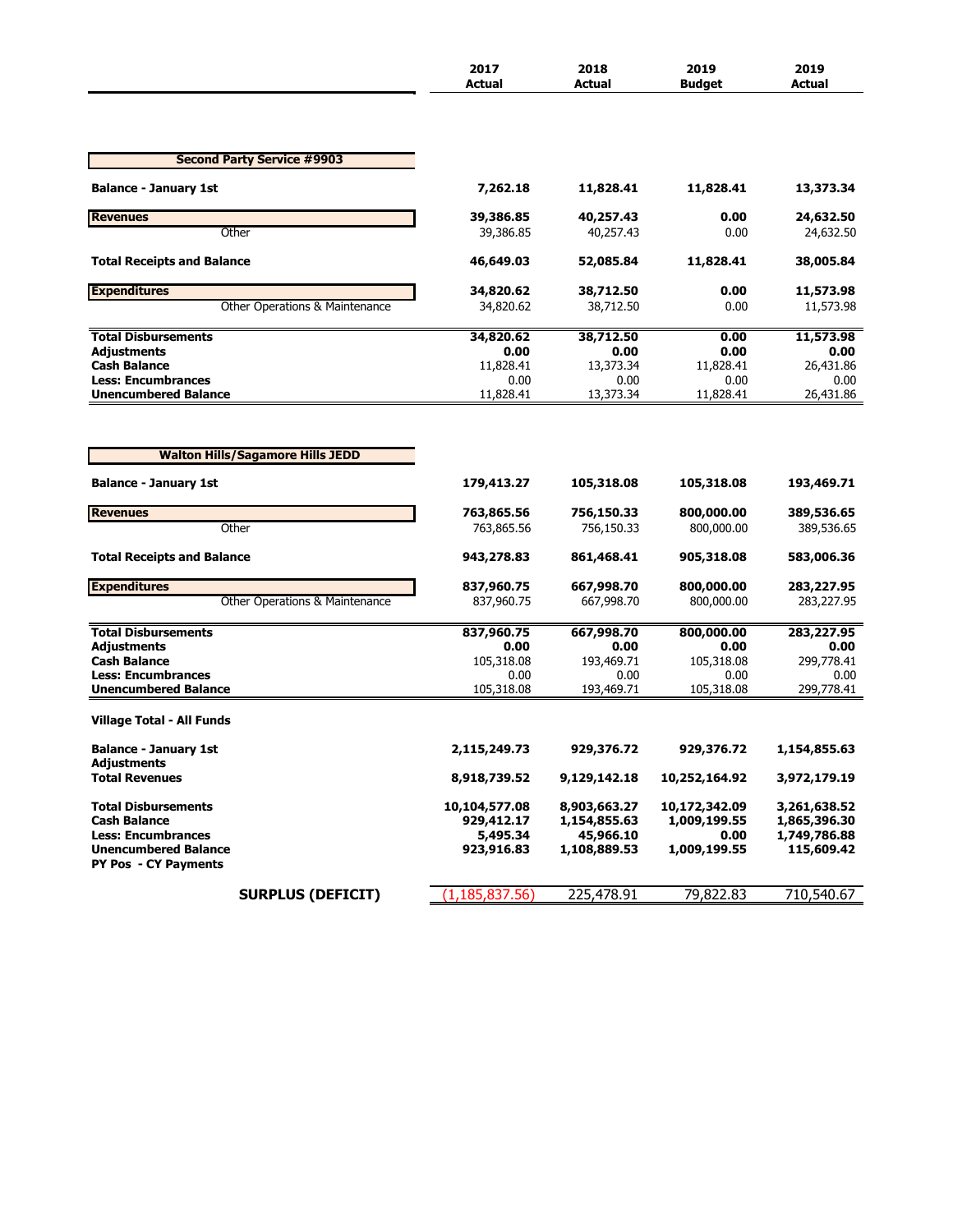| | 2017 Actual | 2018 Actual | 2019 Budget | 2019 Actual |
|---|---|---|---|---|
| **Second Party Service #9903** | | | | |
| **Balance - January 1st** | **7,262.18** | **11,828.41** | **11,828.41** | **13,373.34** |
| **Revenues** | **39,386.85** | **40,257.43** | **0.00** | **24,632.50** |
| Other | 39,386.85 | 40,257.43 | 0.00 | 24,632.50 |
| **Total Receipts and Balance** | **46,649.03** | **52,085.84** | **11,828.41** | **38,005.84** |
| **Expenditures** | **34,820.62** | **38,712.50** | **0.00** | **11,573.98** |
| Other Operations & Maintenance | 34,820.62 | 38,712.50 | 0.00 | 11,573.98 |
| **Total Disbursements** | **34,820.62** | **38,712.50** | **0.00** | **11,573.98** |
| **Adjustments** | **0.00** | **0.00** | **0.00** | **0.00** |
| **Cash Balance** | 11,828.41 | 13,373.34 | 11,828.41 | 26,431.86 |
| **Less: Encumbrances** | 0.00 | 0.00 | 0.00 | 0.00 |
| **Unencumbered Balance** | 11,828.41 | 13,373.34 | 11,828.41 | 26,431.86 |
| **Walton Hills/Sagamore Hills JEDD** | | | | |
| **Balance - January 1st** | **179,413.27** | **105,318.08** | **105,318.08** | **193,469.71** |
| **Revenues** | **763,865.56** | **756,150.33** | **800,000.00** | **389,536.65** |
| Other | 763,865.56 | 756,150.33 | 800,000.00 | 389,536.65 |
| **Total Receipts and Balance** | **943,278.83** | **861,468.41** | **905,318.08** | **583,006.36** |
| **Expenditures** | **837,960.75** | **667,998.70** | **800,000.00** | **283,227.95** |
| Other Operations & Maintenance | 837,960.75 | 667,998.70 | 800,000.00 | 283,227.95 |
| **Total Disbursements** | **837,960.75** | **667,998.70** | **800,000.00** | **283,227.95** |
| **Adjustments** | **0.00** | **0.00** | **0.00** | **0.00** |
| **Cash Balance** | 105,318.08 | 193,469.71 | 105,318.08 | 299,778.41 |
| **Less: Encumbrances** | 0.00 | 0.00 | 0.00 | 0.00 |
| **Unencumbered Balance** | 105,318.08 | 193,469.71 | 105,318.08 | 299,778.41 |
| **Village Total - All Funds** | | | | |
| **Balance - January 1st** | **2,115,249.73** | **929,376.72** | **929,376.72** | **1,154,855.63** |
| **Adjustments** | | | | |
| **Total Revenues** | **8,918,739.52** | **9,129,142.18** | **10,252,164.92** | **3,972,179.19** |
| **Total Disbursements** | **10,104,577.08** | **8,903,663.27** | **10,172,342.09** | **3,261,638.52** |
| **Cash Balance** | **929,412.17** | **1,154,855.63** | **1,009,199.55** | **1,865,396.30** |
| **Less: Encumbrances** | **5,495.34** | **45,966.10** | **0.00** | **1,749,786.88** |
| **Unencumbered Balance** | **923,916.83** | **1,108,889.53** | **1,009,199.55** | **115,609.42** |
| **PY Pos - CY Payments** | | | | |
| **SURPLUS (DEFICIT)** | (1,185,837.56) | 225,478.91 | 79,822.83 | 710,540.67 |